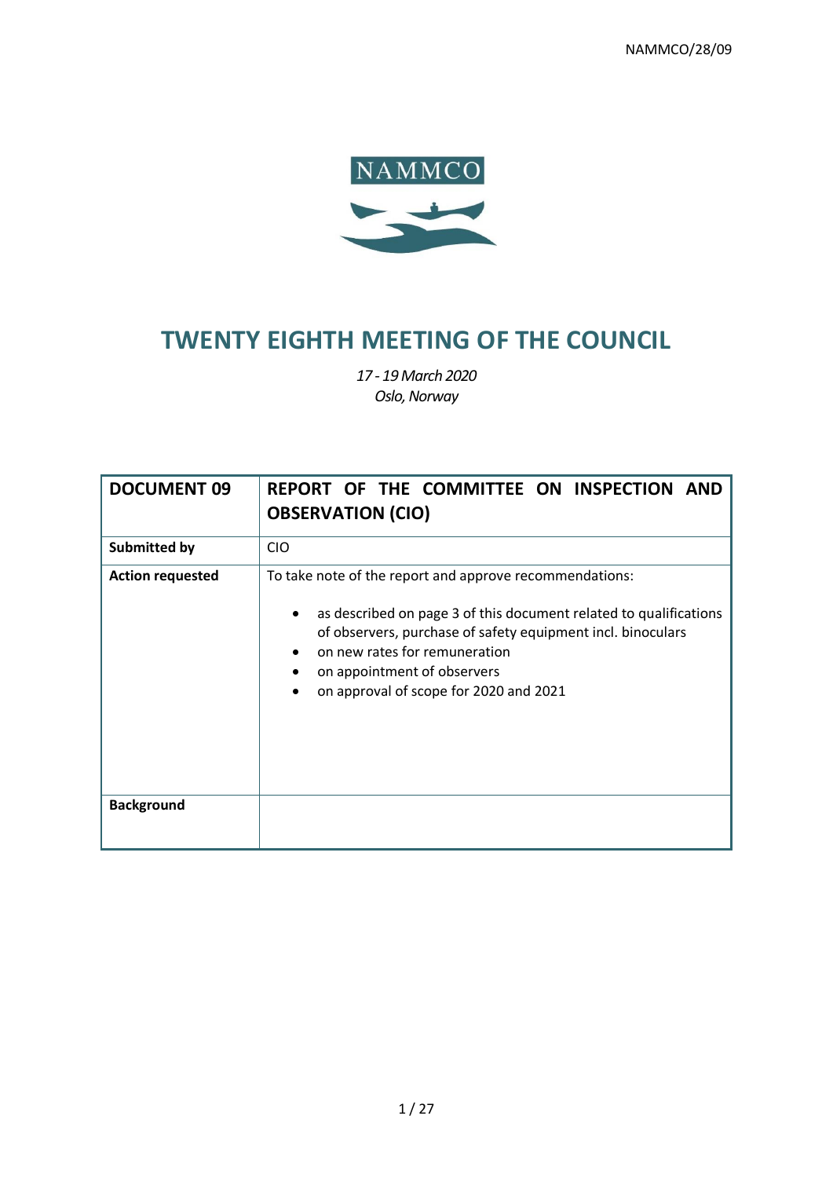NAMMCO/28/09

NAMMCO

# TWENTY EIGHTH MEETING OF THE COUNCIL

*17 - 19 March 2020*
*Oslo, Norway*

| **DOCUMENT 09** | **REPORT OF THE COMMITTEE ON INSPECTION AND OBSERVATION (CIO)** |
|---|---|
| **Submitted by** | CIO |
| **Action requested** | To take note of the report and approve recommendations:<br>• as described on page 3 of this document related to qualifications of observers, purchase of safety equipment incl. binoculars<br>• on new rates for remuneration<br>• on appointment of observers<br>• on approval of scope for 2020 and 2021 |
| **Background** | |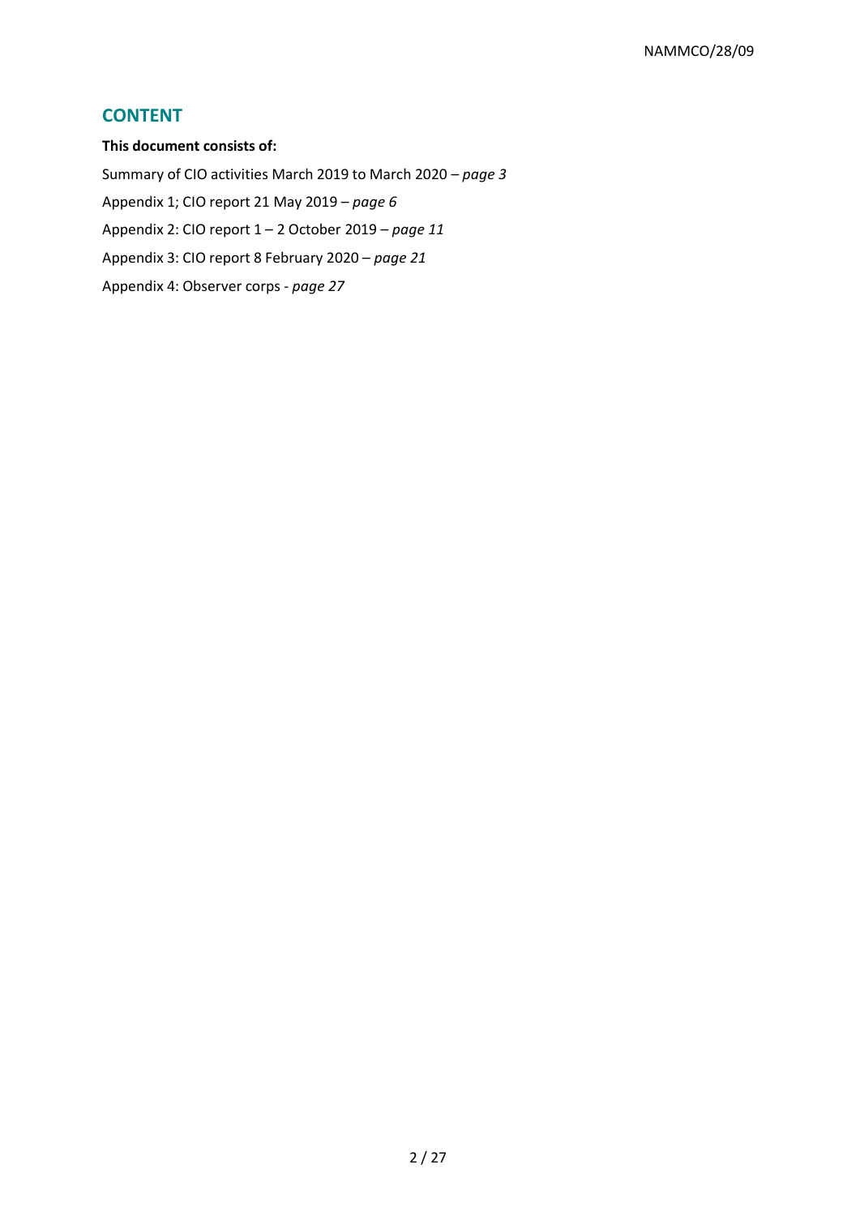## CONTENT

**This document consists of:**

Summary of CIO activities March 2019 to March 2020 – *page 3*

Appendix 1; CIO report 21 May 2019 – *page 6*

Appendix 2: CIO report 1 – 2 October 2019 – *page 11*

Appendix 3: CIO report 8 February 2020 – *page 21*

Appendix 4: Observer corps - *page 27*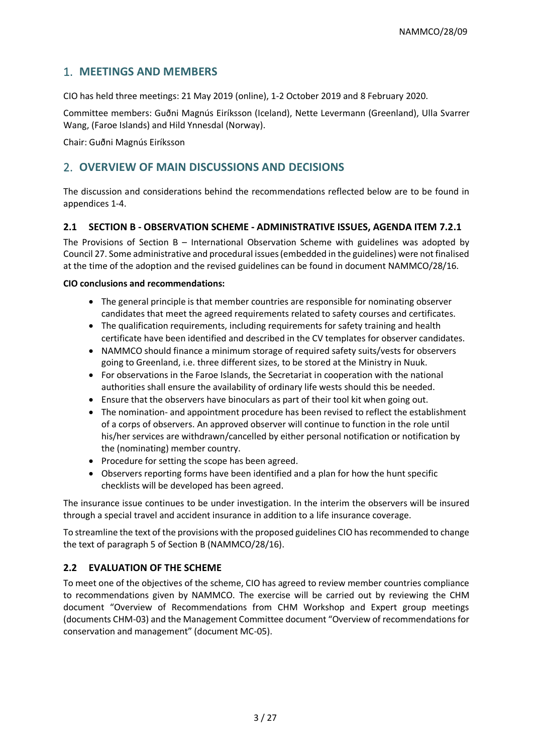## 1. MEETINGS AND MEMBERS

CIO has held three meetings: 21 May 2019 (online), 1-2 October 2019 and 8 February 2020.

Committee members: Guðni Magnús Eiríksson (Iceland), Nette Levermann (Greenland), Ulla Svarrer Wang, (Faroe Islands) and Hild Ynnesdal (Norway).

Chair: Guðni Magnús Eiríksson

## 2. OVERVIEW OF MAIN DISCUSSIONS AND DECISIONS

The discussion and considerations behind the recommendations reflected below are to be found in appendices 1-4.

### 2.1 SECTION B - OBSERVATION SCHEME - ADMINISTRATIVE ISSUES, AGENDA ITEM 7.2.1

The Provisions of Section B – International Observation Scheme with guidelines was adopted by Council 27. Some administrative and procedural issues (embedded in the guidelines) were not finalised at the time of the adoption and the revised guidelines can be found in document NAMMCO/28/16.

**CIO conclusions and recommendations:**

- The general principle is that member countries are responsible for nominating observer candidates that meet the agreed requirements related to safety courses and certificates.
- The qualification requirements, including requirements for safety training and health certificate have been identified and described in the CV templates for observer candidates.
- NAMMCO should finance a minimum storage of required safety suits/vests for observers going to Greenland, i.e. three different sizes, to be stored at the Ministry in Nuuk.
- For observations in the Faroe Islands, the Secretariat in cooperation with the national authorities shall ensure the availability of ordinary life wests should this be needed.
- Ensure that the observers have binoculars as part of their tool kit when going out.
- The nomination- and appointment procedure has been revised to reflect the establishment of a corps of observers. An approved observer will continue to function in the role until his/her services are withdrawn/cancelled by either personal notification or notification by the (nominating) member country.
- Procedure for setting the scope has been agreed.
- Observers reporting forms have been identified and a plan for how the hunt specific checklists will be developed has been agreed.

The insurance issue continues to be under investigation. In the interim the observers will be insured through a special travel and accident insurance in addition to a life insurance coverage.

To streamline the text of the provisions with the proposed guidelines CIO has recommended to change the text of paragraph 5 of Section B (NAMMCO/28/16).

### 2.2 EVALUATION OF THE SCHEME

To meet one of the objectives of the scheme, CIO has agreed to review member countries compliance to recommendations given by NAMMCO. The exercise will be carried out by reviewing the CHM document "Overview of Recommendations from CHM Workshop and Expert group meetings (documents CHM-03) and the Management Committee document "Overview of recommendations for conservation and management" (document MC-05).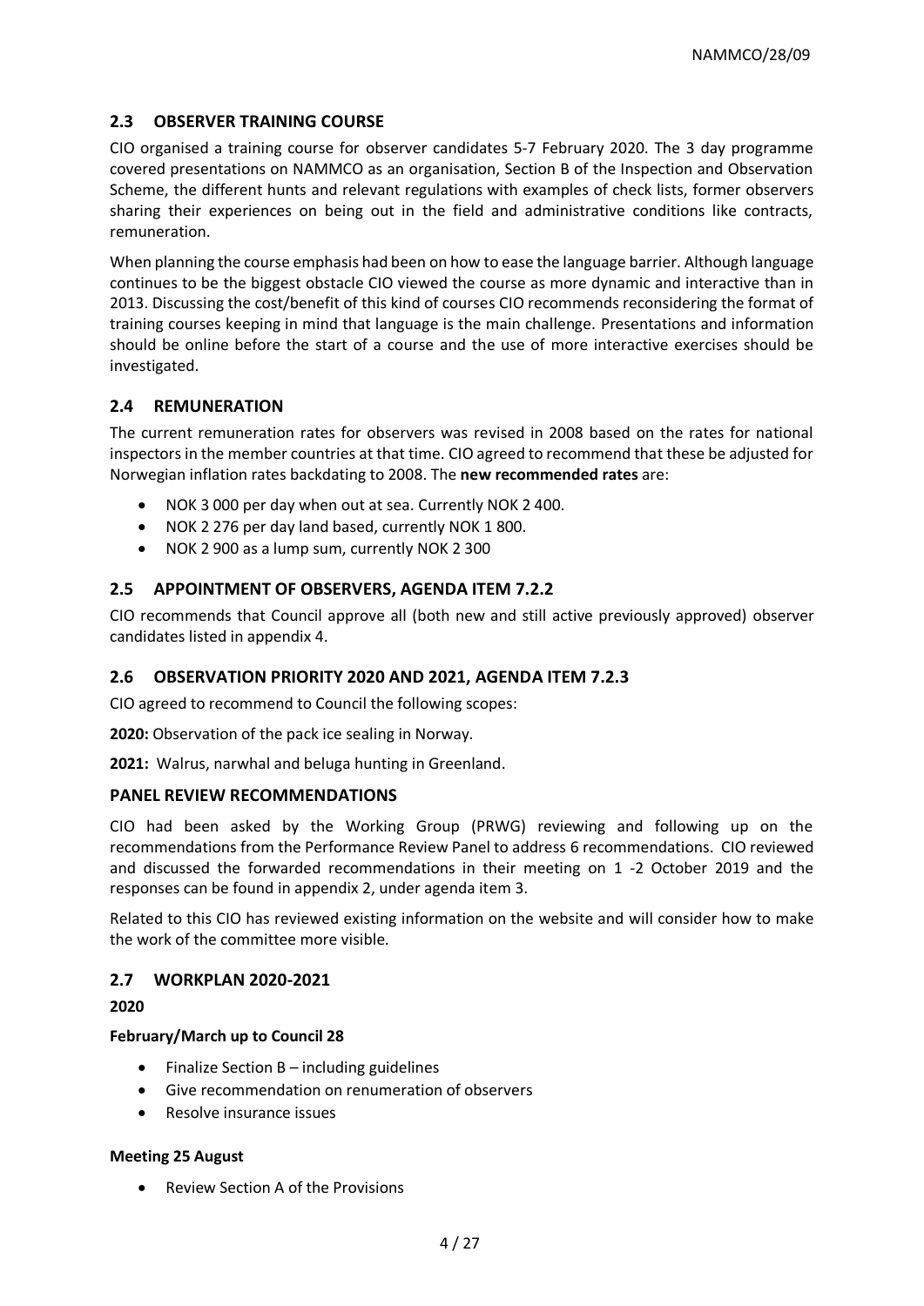## 2.3 OBSERVER TRAINING COURSE

CIO organised a training course for observer candidates 5-7 February 2020. The 3 day programme covered presentations on NAMMCO as an organisation, Section B of the Inspection and Observation Scheme, the different hunts and relevant regulations with examples of check lists, former observers sharing their experiences on being out in the field and administrative conditions like contracts, remuneration.

When planning the course emphasis had been on how to ease the language barrier. Although language continues to be the biggest obstacle CIO viewed the course as more dynamic and interactive than in 2013. Discussing the cost/benefit of this kind of courses CIO recommends reconsidering the format of training courses keeping in mind that language is the main challenge. Presentations and information should be online before the start of a course and the use of more interactive exercises should be investigated.

## 2.4 REMUNERATION

The current remuneration rates for observers was revised in 2008 based on the rates for national inspectors in the member countries at that time. CIO agreed to recommend that these be adjusted for Norwegian inflation rates backdating to 2008. The **new recommended rates** are:

- NOK 3 000 per day when out at sea. Currently NOK 2 400.
- NOK 2 276 per day land based, currently NOK 1 800.
- NOK 2 900 as a lump sum, currently NOK 2 300

## 2.5 APPOINTMENT OF OBSERVERS, AGENDA ITEM 7.2.2

CIO recommends that Council approve all (both new and still active previously approved) observer candidates listed in appendix 4.

## 2.6 OBSERVATION PRIORITY 2020 AND 2021, AGENDA ITEM 7.2.3

CIO agreed to recommend to Council the following scopes:

**2020:** Observation of the pack ice sealing in Norway.

**2021:** Walrus, narwhal and beluga hunting in Greenland.

### PANEL REVIEW RECOMMENDATIONS

CIO had been asked by the Working Group (PRWG) reviewing and following up on the recommendations from the Performance Review Panel to address 6 recommendations. CIO reviewed and discussed the forwarded recommendations in their meeting on 1 -2 October 2019 and the responses can be found in appendix 2, under agenda item 3.

Related to this CIO has reviewed existing information on the website and will consider how to make the work of the committee more visible.

## 2.7 WORKPLAN 2020-2021

**2020**

**February/March up to Council 28**

- Finalize Section B – including guidelines
- Give recommendation on renumeration of observers
- Resolve insurance issues

**Meeting 25 August**

- Review Section A of the Provisions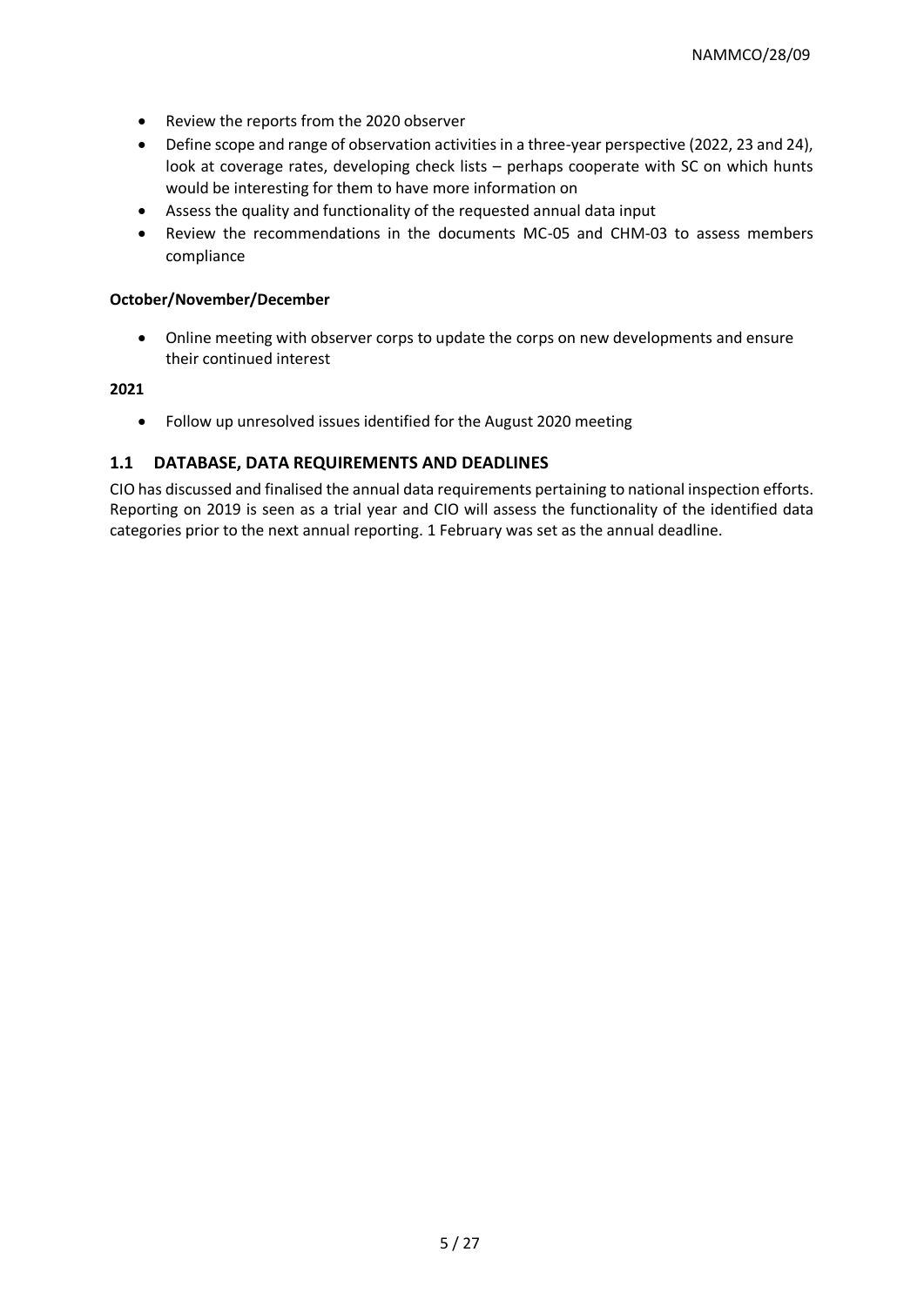- Review the reports from the 2020 observer
- Define scope and range of observation activities in a three-year perspective (2022, 23 and 24), look at coverage rates, developing check lists – perhaps cooperate with SC on which hunts would be interesting for them to have more information on
- Assess the quality and functionality of the requested annual data input
- Review the recommendations in the documents MC-05 and CHM-03 to assess members compliance

**October/November/December**

- Online meeting with observer corps to update the corps on new developments and ensure their continued interest

**2021**

- Follow up unresolved issues identified for the August 2020 meeting

## 1.1 DATABASE, DATA REQUIREMENTS AND DEADLINES

CIO has discussed and finalised the annual data requirements pertaining to national inspection efforts. Reporting on 2019 is seen as a trial year and CIO will assess the functionality of the identified data categories prior to the next annual reporting. 1 February was set as the annual deadline.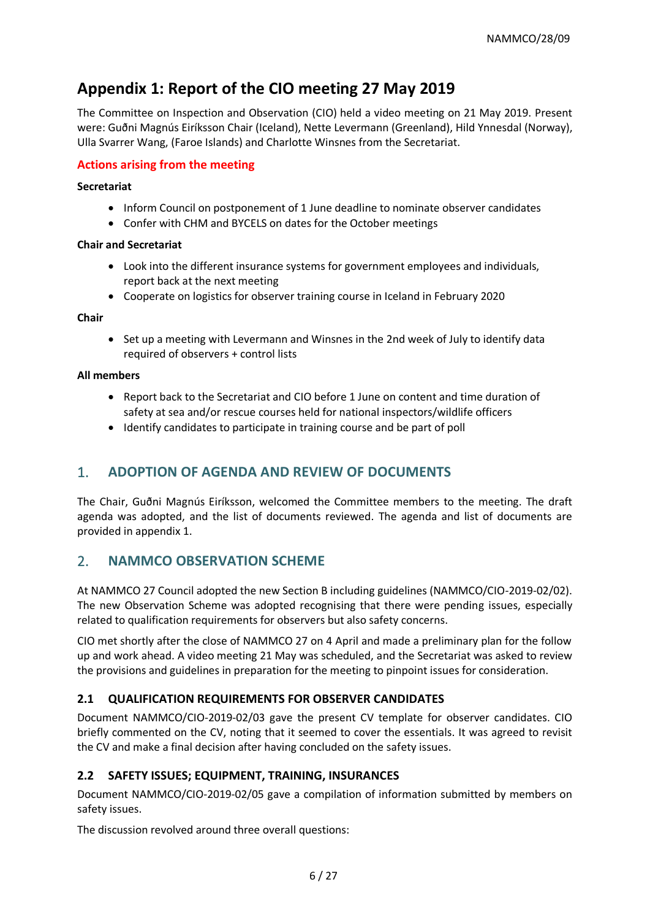# Appendix 1: Report of the CIO meeting 27 May 2019

The Committee on Inspection and Observation (CIO) held a video meeting on 21 May 2019. Present were: Guðni Magnús Eiríksson Chair (Iceland), Nette Levermann (Greenland), Hild Ynnesdal (Norway), Ulla Svarrer Wang, (Faroe Islands) and Charlotte Winsnes from the Secretariat.

### Actions arising from the meeting

**Secretariat**

- Inform Council on postponement of 1 June deadline to nominate observer candidates
- Confer with CHM and BYCELS on dates for the October meetings

**Chair and Secretariat**

- Look into the different insurance systems for government employees and individuals, report back at the next meeting
- Cooperate on logistics for observer training course in Iceland in February 2020

**Chair**

- Set up a meeting with Levermann and Winsnes in the 2nd week of July to identify data required of observers + control lists

**All members**

- Report back to the Secretariat and CIO before 1 June on content and time duration of safety at sea and/or rescue courses held for national inspectors/wildlife officers
- Identify candidates to participate in training course and be part of poll

## 1. ADOPTION OF AGENDA AND REVIEW OF DOCUMENTS

The Chair, Guðni Magnús Eiríksson, welcomed the Committee members to the meeting. The draft agenda was adopted, and the list of documents reviewed. The agenda and list of documents are provided in appendix 1.

## 2. NAMMCO OBSERVATION SCHEME

At NAMMCO 27 Council adopted the new Section B including guidelines (NAMMCO/CIO-2019-02/02). The new Observation Scheme was adopted recognising that there were pending issues, especially related to qualification requirements for observers but also safety concerns.

CIO met shortly after the close of NAMMCO 27 on 4 April and made a preliminary plan for the follow up and work ahead. A video meeting 21 May was scheduled, and the Secretariat was asked to review the provisions and guidelines in preparation for the meeting to pinpoint issues for consideration.

### 2.1 QUALIFICATION REQUIREMENTS FOR OBSERVER CANDIDATES

Document NAMMCO/CIO-2019-02/03 gave the present CV template for observer candidates. CIO briefly commented on the CV, noting that it seemed to cover the essentials. It was agreed to revisit the CV and make a final decision after having concluded on the safety issues.

### 2.2 SAFETY ISSUES; EQUIPMENT, TRAINING, INSURANCES

Document NAMMCO/CIO-2019-02/05 gave a compilation of information submitted by members on safety issues.

The discussion revolved around three overall questions: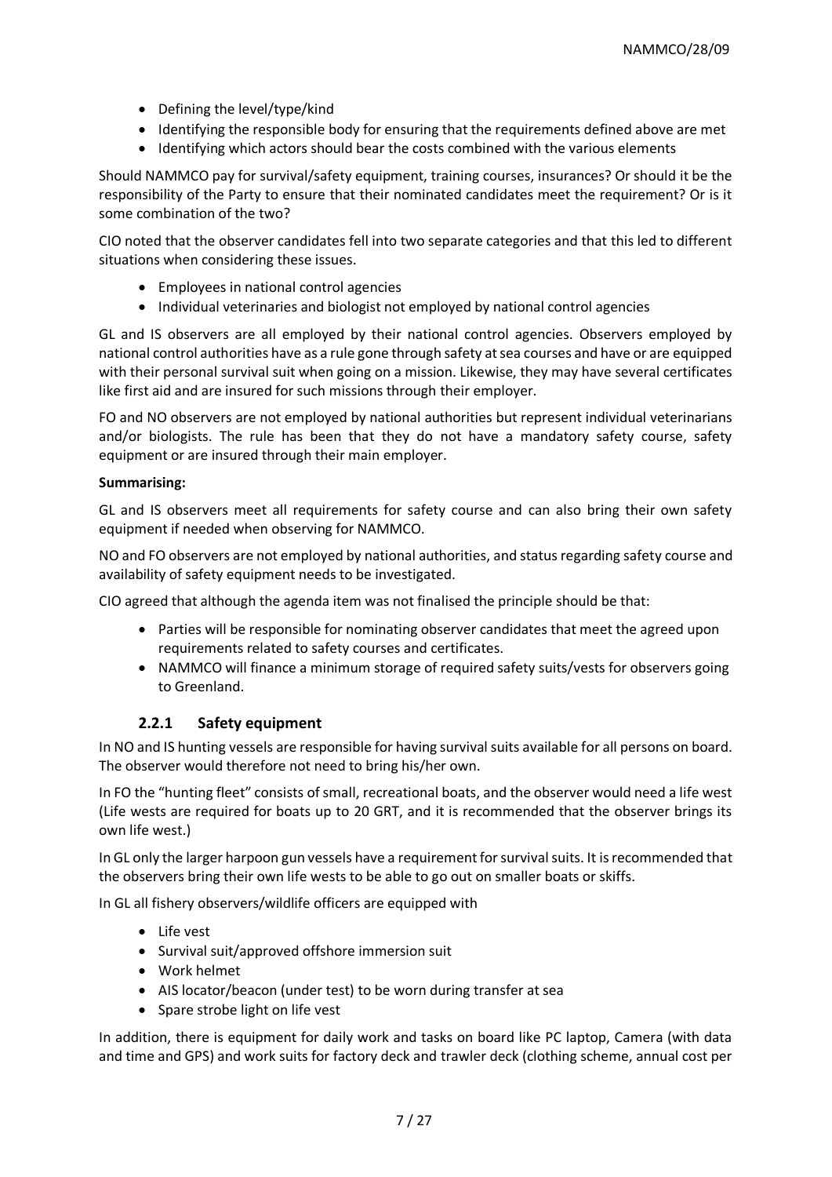- Defining the level/type/kind
- Identifying the responsible body for ensuring that the requirements defined above are met
- Identifying which actors should bear the costs combined with the various elements

Should NAMMCO pay for survival/safety equipment, training courses, insurances? Or should it be the responsibility of the Party to ensure that their nominated candidates meet the requirement? Or is it some combination of the two?

CIO noted that the observer candidates fell into two separate categories and that this led to different situations when considering these issues.

- Employees in national control agencies
- Individual veterinaries and biologist not employed by national control agencies

GL and IS observers are all employed by their national control agencies. Observers employed by national control authorities have as a rule gone through safety at sea courses and have or are equipped with their personal survival suit when going on a mission. Likewise, they may have several certificates like first aid and are insured for such missions through their employer.

FO and NO observers are not employed by national authorities but represent individual veterinarians and/or biologists. The rule has been that they do not have a mandatory safety course, safety equipment or are insured through their main employer.

**Summarising:**

GL and IS observers meet all requirements for safety course and can also bring their own safety equipment if needed when observing for NAMMCO.

NO and FO observers are not employed by national authorities, and status regarding safety course and availability of safety equipment needs to be investigated.

CIO agreed that although the agenda item was not finalised the principle should be that:

- Parties will be responsible for nominating observer candidates that meet the agreed upon requirements related to safety courses and certificates.
- NAMMCO will finance a minimum storage of required safety suits/vests for observers going to Greenland.

### 2.2.1 Safety equipment

In NO and IS hunting vessels are responsible for having survival suits available for all persons on board. The observer would therefore not need to bring his/her own.

In FO the "hunting fleet" consists of small, recreational boats, and the observer would need a life west (Life wests are required for boats up to 20 GRT, and it is recommended that the observer brings its own life west.)

In GL only the larger harpoon gun vessels have a requirement for survival suits. It is recommended that the observers bring their own life wests to be able to go out on smaller boats or skiffs.

In GL all fishery observers/wildlife officers are equipped with

- Life vest
- Survival suit/approved offshore immersion suit
- Work helmet
- AIS locator/beacon (under test) to be worn during transfer at sea
- Spare strobe light on life vest

In addition, there is equipment for daily work and tasks on board like PC laptop, Camera (with data and time and GPS) and work suits for factory deck and trawler deck (clothing scheme, annual cost per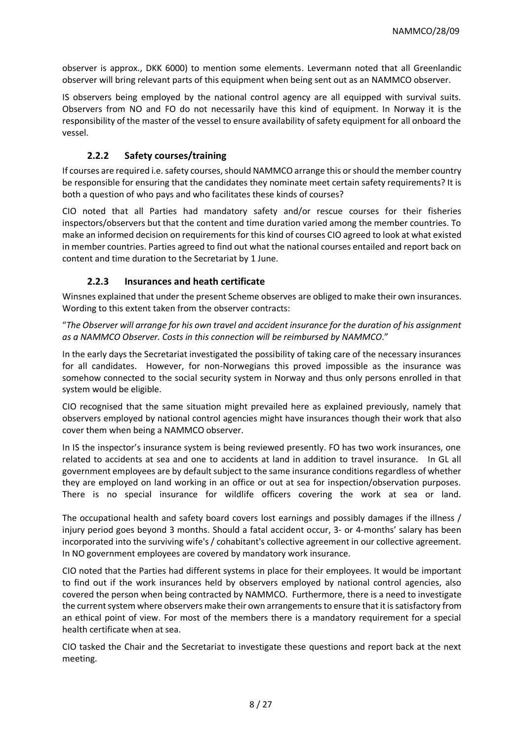observer is approx., DKK 6000) to mention some elements. Levermann noted that all Greenlandic observer will bring relevant parts of this equipment when being sent out as an NAMMCO observer.

IS observers being employed by the national control agency are all equipped with survival suits. Observers from NO and FO do not necessarily have this kind of equipment. In Norway it is the responsibility of the master of the vessel to ensure availability of safety equipment for all onboard the vessel.

### 2.2.2 Safety courses/training

If courses are required i.e. safety courses, should NAMMCO arrange this or should the member country be responsible for ensuring that the candidates they nominate meet certain safety requirements? It is both a question of who pays and who facilitates these kinds of courses?

CIO noted that all Parties had mandatory safety and/or rescue courses for their fisheries inspectors/observers but that the content and time duration varied among the member countries. To make an informed decision on requirements for this kind of courses CIO agreed to look at what existed in member countries. Parties agreed to find out what the national courses entailed and report back on content and time duration to the Secretariat by 1 June.

### 2.2.3 Insurances and heath certificate

Winsnes explained that under the present Scheme observes are obliged to make their own insurances. Wording to this extent taken from the observer contracts:

"*The Observer will arrange for his own travel and accident insurance for the duration of his assignment as a NAMMCO Observer. Costs in this connection will be reimbursed by NAMMCO*."

In the early days the Secretariat investigated the possibility of taking care of the necessary insurances for all candidates. However, for non-Norwegians this proved impossible as the insurance was somehow connected to the social security system in Norway and thus only persons enrolled in that system would be eligible.

CIO recognised that the same situation might prevailed here as explained previously, namely that observers employed by national control agencies might have insurances though their work that also cover them when being a NAMMCO observer.

In IS the inspector's insurance system is being reviewed presently. FO has two work insurances, one related to accidents at sea and one to accidents at land in addition to travel insurance. In GL all government employees are by default subject to the same insurance conditions regardless of whether they are employed on land working in an office or out at sea for inspection/observation purposes. There is no special insurance for wildlife officers covering the work at sea or land.

The occupational health and safety board covers lost earnings and possibly damages if the illness / injury period goes beyond 3 months. Should a fatal accident occur, 3- or 4-months' salary has been incorporated into the surviving wife's / cohabitant's collective agreement in our collective agreement. In NO government employees are covered by mandatory work insurance.

CIO noted that the Parties had different systems in place for their employees. It would be important to find out if the work insurances held by observers employed by national control agencies, also covered the person when being contracted by NAMMCO. Furthermore, there is a need to investigate the current system where observers make their own arrangements to ensure that it is satisfactory from an ethical point of view. For most of the members there is a mandatory requirement for a special health certificate when at sea.

CIO tasked the Chair and the Secretariat to investigate these questions and report back at the next meeting.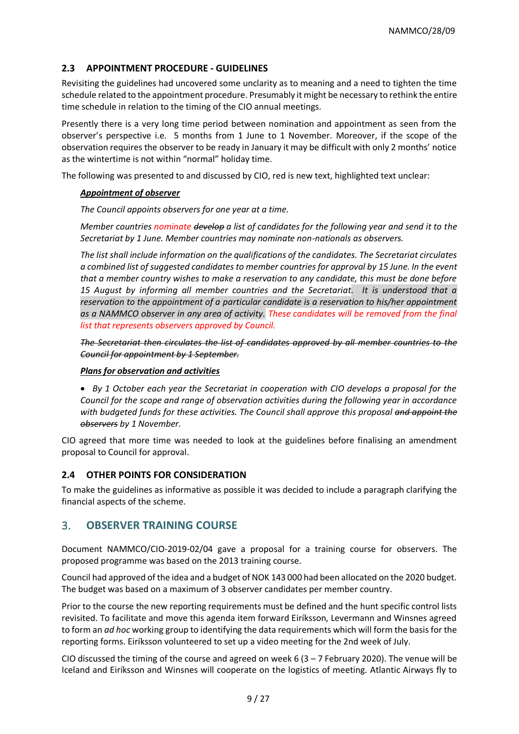## 2.3 APPOINTMENT PROCEDURE - GUIDELINES

Revisiting the guidelines had uncovered some unclarity as to meaning and a need to tighten the time schedule related to the appointment procedure. Presumably it might be necessary to rethink the entire time schedule in relation to the timing of the CIO annual meetings.

Presently there is a very long time period between nomination and appointment as seen from the observer's perspective i.e. 5 months from 1 June to 1 November. Moreover, if the scope of the observation requires the observer to be ready in January it may be difficult with only 2 months' notice as the wintertime is not within "normal" holiday time.

The following was presented to and discussed by CIO, red is new text, highlighted text unclear:

> ***Appointment of observer***
>
> *The Council appoints observers for one year at a time.*
>
> *Member countries nominate ~~develop~~ a list of candidates for the following year and send it to the Secretariat by 1 June. Member countries may nominate non-nationals as observers.*
>
> *The list shall include information on the qualifications of the candidates. The Secretariat circulates a combined list of suggested candidates to member countries for approval by 15 June. In the event that a member country wishes to make a reservation to any candidate, this must be done before 15 August by informing all member countries and the Secretariat. It is understood that a reservation to the appointment of a particular candidate is a reservation to his/her appointment as a NAMMCO observer in any area of activity. These candidates will be removed from the final list that represents observers approved by Council.*
>
> *~~The Secretariat then circulates the list of candidates approved by all member countries to the Council for appointment by 1 September.~~*
>
> ***Plans for observation and activities***
>
> - *By 1 October each year the Secretariat in cooperation with CIO develops a proposal for the Council for the scope and range of observation activities during the following year in accordance with budgeted funds for these activities. The Council shall approve this proposal ~~and appoint the observers~~ by 1 November.*

CIO agreed that more time was needed to look at the guidelines before finalising an amendment proposal to Council for approval.

## 2.4 OTHER POINTS FOR CONSIDERATION

To make the guidelines as informative as possible it was decided to include a paragraph clarifying the financial aspects of the scheme.

# 3. OBSERVER TRAINING COURSE

Document NAMMCO/CIO-2019-02/04 gave a proposal for a training course for observers. The proposed programme was based on the 2013 training course.

Council had approved of the idea and a budget of NOK 143 000 had been allocated on the 2020 budget. The budget was based on a maximum of 3 observer candidates per member country.

Prior to the course the new reporting requirements must be defined and the hunt specific control lists revisited. To facilitate and move this agenda item forward Eiríksson, Levermann and Winsnes agreed to form an *ad hoc* working group to identifying the data requirements which will form the basis for the reporting forms. Eiríksson volunteered to set up a video meeting for the 2nd week of July.

CIO discussed the timing of the course and agreed on week 6 (3 – 7 February 2020). The venue will be Iceland and Eiríksson and Winsnes will cooperate on the logistics of meeting. Atlantic Airways fly to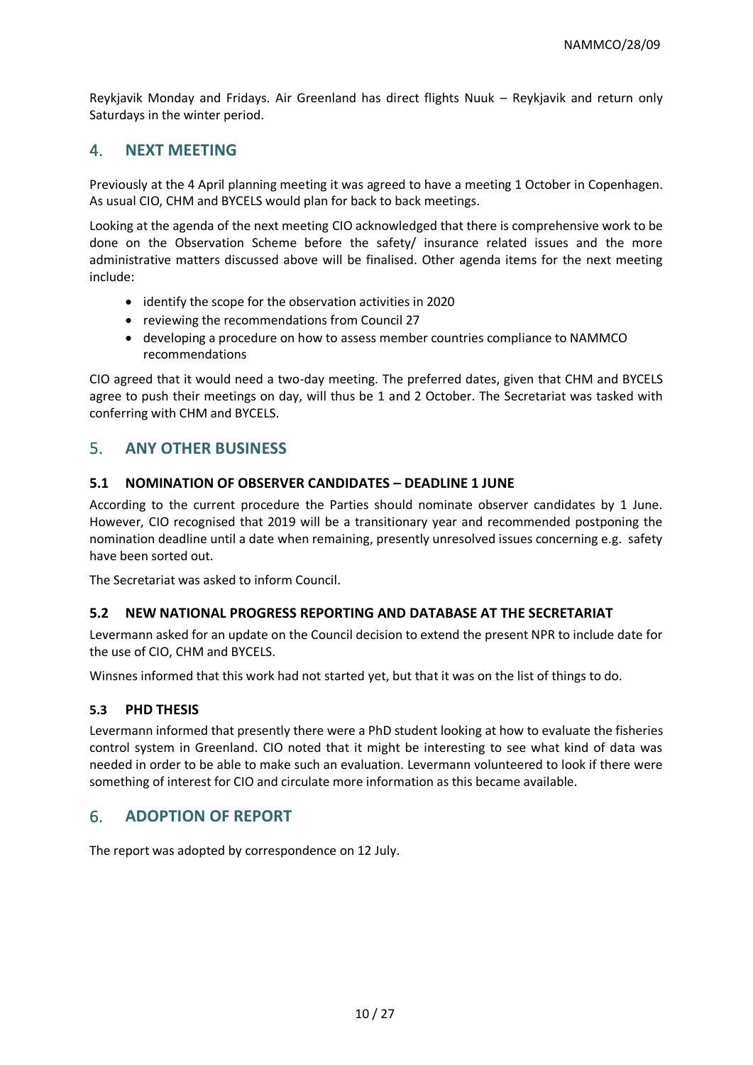Reykjavik Monday and Fridays. Air Greenland has direct flights Nuuk – Reykjavik and return only Saturdays in the winter period.

## 4. NEXT MEETING

Previously at the 4 April planning meeting it was agreed to have a meeting 1 October in Copenhagen. As usual CIO, CHM and BYCELS would plan for back to back meetings.

Looking at the agenda of the next meeting CIO acknowledged that there is comprehensive work to be done on the Observation Scheme before the safety/ insurance related issues and the more administrative matters discussed above will be finalised. Other agenda items for the next meeting include:

- identify the scope for the observation activities in 2020
- reviewing the recommendations from Council 27
- developing a procedure on how to assess member countries compliance to NAMMCO recommendations

CIO agreed that it would need a two-day meeting. The preferred dates, given that CHM and BYCELS agree to push their meetings on day, will thus be 1 and 2 October. The Secretariat was tasked with conferring with CHM and BYCELS.

## 5. ANY OTHER BUSINESS

### 5.1 NOMINATION OF OBSERVER CANDIDATES – DEADLINE 1 JUNE

According to the current procedure the Parties should nominate observer candidates by 1 June. However, CIO recognised that 2019 will be a transitionary year and recommended postponing the nomination deadline until a date when remaining, presently unresolved issues concerning e.g. safety have been sorted out.

The Secretariat was asked to inform Council.

### 5.2 NEW NATIONAL PROGRESS REPORTING AND DATABASE AT THE SECRETARIAT

Levermann asked for an update on the Council decision to extend the present NPR to include date for the use of CIO, CHM and BYCELS.

Winsnes informed that this work had not started yet, but that it was on the list of things to do.

### 5.3 PHD THESIS

Levermann informed that presently there were a PhD student looking at how to evaluate the fisheries control system in Greenland. CIO noted that it might be interesting to see what kind of data was needed in order to be able to make such an evaluation. Levermann volunteered to look if there were something of interest for CIO and circulate more information as this became available.

## 6. ADOPTION OF REPORT

The report was adopted by correspondence on 12 July.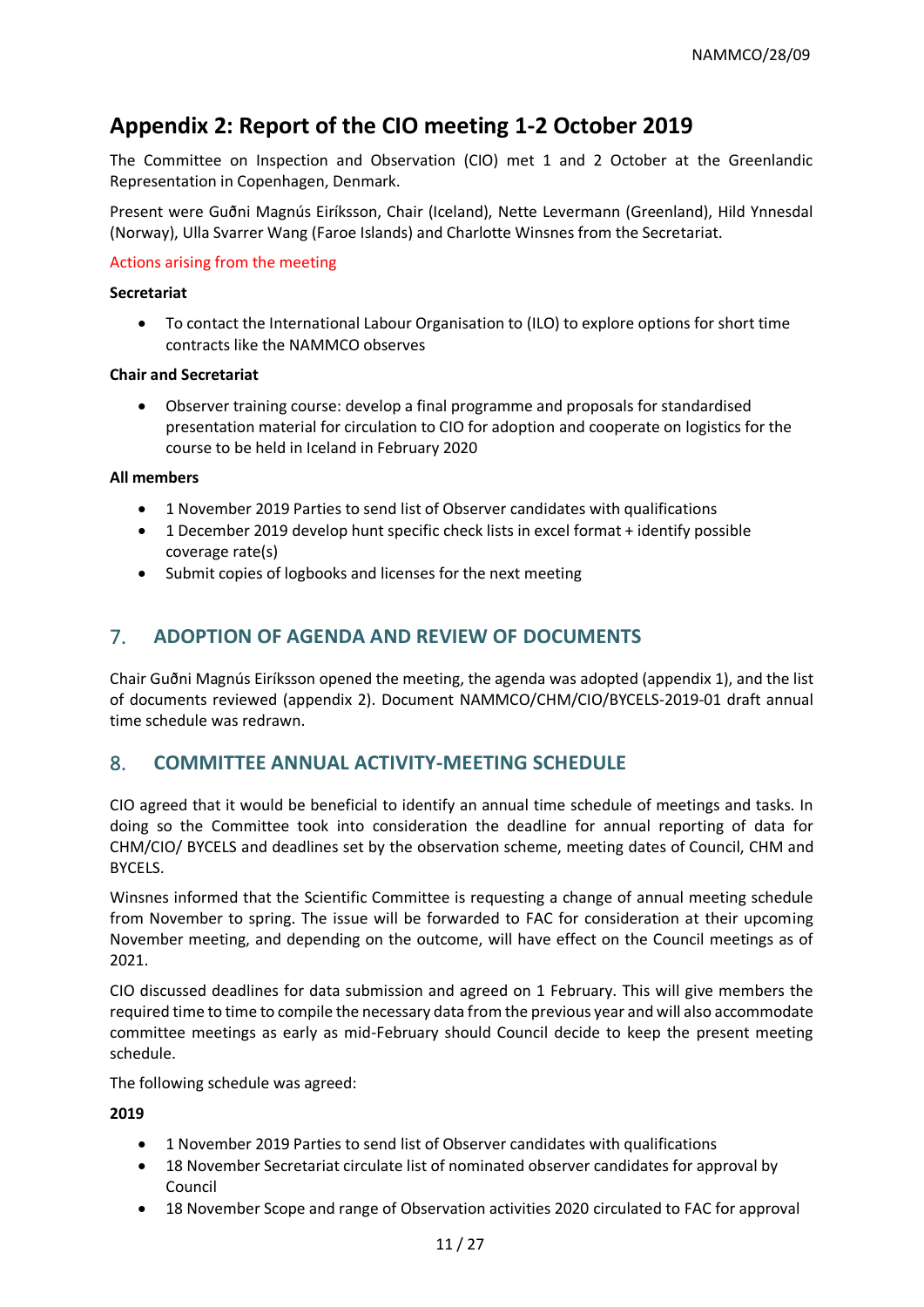## Appendix 2: Report of the CIO meeting 1-2 October 2019

The Committee on Inspection and Observation (CIO) met 1 and 2 October at the Greenlandic Representation in Copenhagen, Denmark.

Present were Guðni Magnús Eiríksson, Chair (Iceland), Nette Levermann (Greenland), Hild Ynnesdal (Norway), Ulla Svarrer Wang (Faroe Islands) and Charlotte Winsnes from the Secretariat.

Actions arising from the meeting

**Secretariat**

- To contact the International Labour Organisation to (ILO) to explore options for short time contracts like the NAMMCO observes

**Chair and Secretariat**

- Observer training course: develop a final programme and proposals for standardised presentation material for circulation to CIO for adoption and cooperate on logistics for the course to be held in Iceland in February 2020

**All members**

- 1 November 2019 Parties to send list of Observer candidates with qualifications
- 1 December 2019 develop hunt specific check lists in excel format + identify possible coverage rate(s)
- Submit copies of logbooks and licenses for the next meeting

## 7. ADOPTION OF AGENDA AND REVIEW OF DOCUMENTS

Chair Guðni Magnús Eiríksson opened the meeting, the agenda was adopted (appendix 1), and the list of documents reviewed (appendix 2). Document NAMMCO/CHM/CIO/BYCELS-2019-01 draft annual time schedule was redrawn.

## 8. COMMITTEE ANNUAL ACTIVITY-MEETING SCHEDULE

CIO agreed that it would be beneficial to identify an annual time schedule of meetings and tasks. In doing so the Committee took into consideration the deadline for annual reporting of data for CHM/CIO/ BYCELS and deadlines set by the observation scheme, meeting dates of Council, CHM and BYCELS.

Winsnes informed that the Scientific Committee is requesting a change of annual meeting schedule from November to spring. The issue will be forwarded to FAC for consideration at their upcoming November meeting, and depending on the outcome, will have effect on the Council meetings as of 2021.

CIO discussed deadlines for data submission and agreed on 1 February. This will give members the required time to time to compile the necessary data from the previous year and will also accommodate committee meetings as early as mid-February should Council decide to keep the present meeting schedule.

The following schedule was agreed:

**2019**

- 1 November 2019 Parties to send list of Observer candidates with qualifications
- 18 November Secretariat circulate list of nominated observer candidates for approval by Council
- 18 November Scope and range of Observation activities 2020 circulated to FAC for approval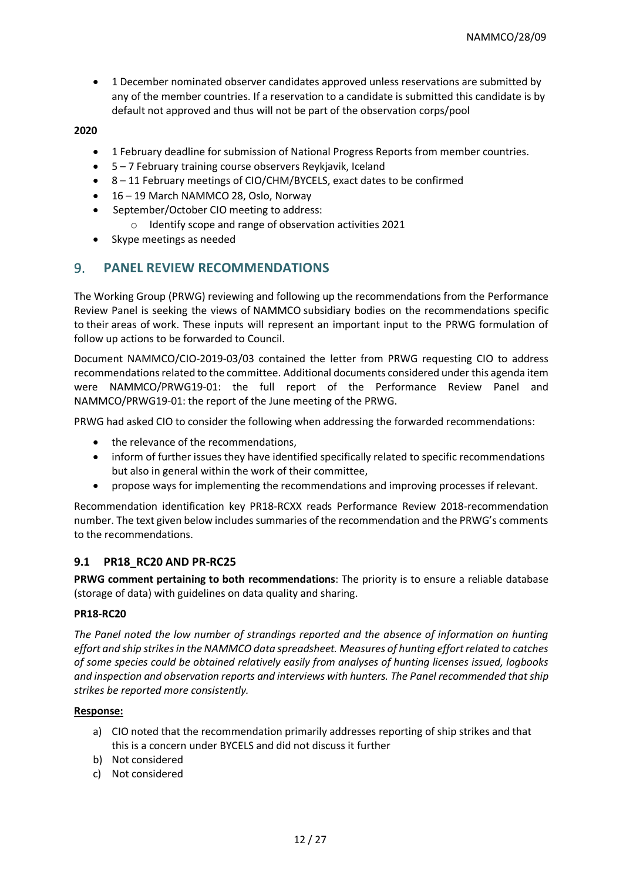- 1 December nominated observer candidates approved unless reservations are submitted by any of the member countries. If a reservation to a candidate is submitted this candidate is by default not approved and thus will not be part of the observation corps/pool

**2020**

- 1 February deadline for submission of National Progress Reports from member countries.
- 5 – 7 February training course observers Reykjavik, Iceland
- 8 – 11 February meetings of CIO/CHM/BYCELS, exact dates to be confirmed
- 16 – 19 March NAMMCO 28, Oslo, Norway
- September/October CIO meeting to address:
    - Identify scope and range of observation activities 2021
- Skype meetings as needed

## 9. PANEL REVIEW RECOMMENDATIONS

The Working Group (PRWG) reviewing and following up the recommendations from the Performance Review Panel is seeking the views of NAMMCO subsidiary bodies on the recommendations specific to their areas of work. These inputs will represent an important input to the PRWG formulation of follow up actions to be forwarded to Council.

Document NAMMCO/CIO-2019-03/03 contained the letter from PRWG requesting CIO to address recommendations related to the committee. Additional documents considered under this agenda item were NAMMCO/PRWG19-01: the full report of the Performance Review Panel and NAMMCO/PRWG19-01: the report of the June meeting of the PRWG.

PRWG had asked CIO to consider the following when addressing the forwarded recommendations:

- the relevance of the recommendations,
- inform of further issues they have identified specifically related to specific recommendations but also in general within the work of their committee,
- propose ways for implementing the recommendations and improving processes if relevant.

Recommendation identification key PR18-RCXX reads Performance Review 2018-recommendation number. The text given below includes summaries of the recommendation and the PRWG's comments to the recommendations.

### 9.1 PR18_RC20 AND PR-RC25

**PRWG comment pertaining to both recommendations**: The priority is to ensure a reliable database (storage of data) with guidelines on data quality and sharing.

**PR18-RC20**

*The Panel noted the low number of strandings reported and the absence of information on hunting effort and ship strikes in the NAMMCO data spreadsheet. Measures of hunting effort related to catches of some species could be obtained relatively easily from analyses of hunting licenses issued, logbooks and inspection and observation reports and interviews with hunters. The Panel recommended that ship strikes be reported more consistently.*

**Response:**

a) CIO noted that the recommendation primarily addresses reporting of ship strikes and that this is a concern under BYCELS and did not discuss it further
b) Not considered
c) Not considered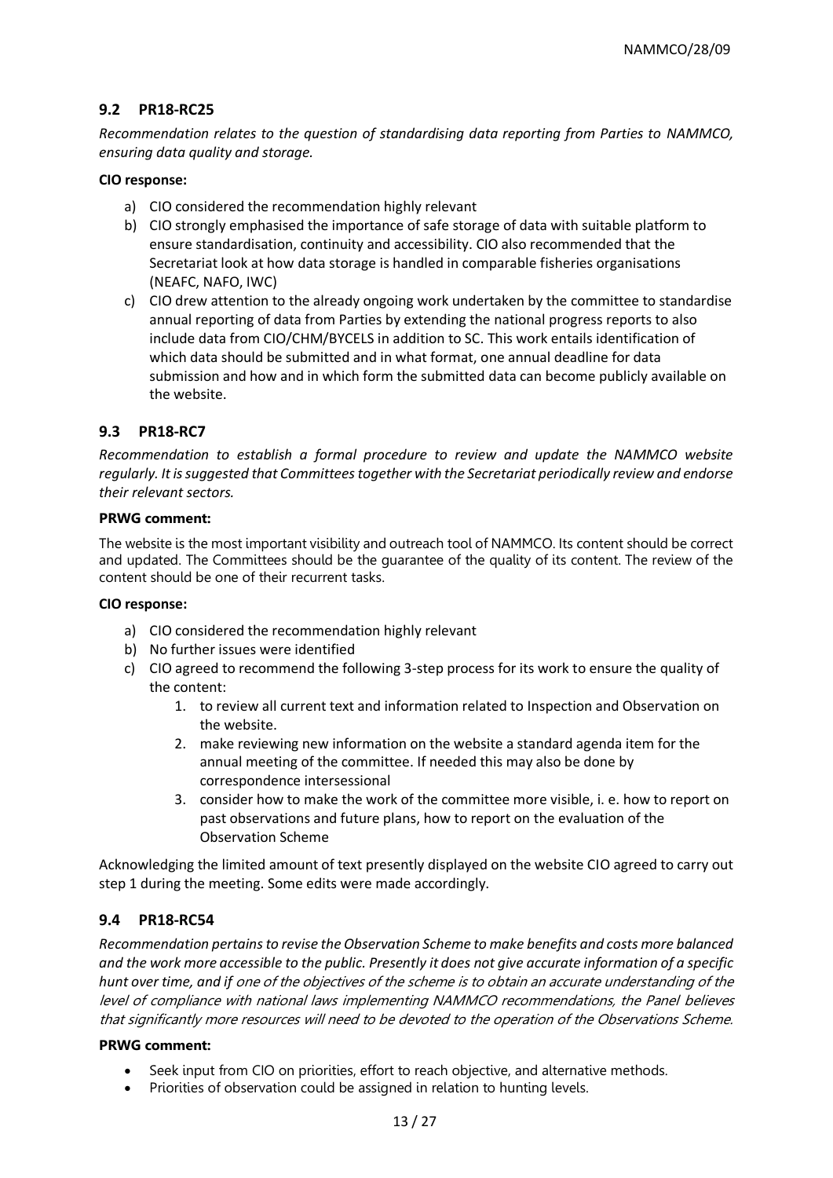## 9.2 PR18-RC25

*Recommendation relates to the question of standardising data reporting from Parties to NAMMCO, ensuring data quality and storage.*

**CIO response:**

a) CIO considered the recommendation highly relevant
b) CIO strongly emphasised the importance of safe storage of data with suitable platform to ensure standardisation, continuity and accessibility. CIO also recommended that the Secretariat look at how data storage is handled in comparable fisheries organisations (NEAFC, NAFO, IWC)
c) CIO drew attention to the already ongoing work undertaken by the committee to standardise annual reporting of data from Parties by extending the national progress reports to also include data from CIO/CHM/BYCELS in addition to SC. This work entails identification of which data should be submitted and in what format, one annual deadline for data submission and how and in which form the submitted data can become publicly available on the website.

## 9.3 PR18-RC7

*Recommendation to establish a formal procedure to review and update the NAMMCO website regularly. It is suggested that Committees together with the Secretariat periodically review and endorse their relevant sectors.*

**PRWG comment:**

The website is the most important visibility and outreach tool of NAMMCO. Its content should be correct and updated. The Committees should be the guarantee of the quality of its content. The review of the content should be one of their recurrent tasks.

**CIO response:**

a) CIO considered the recommendation highly relevant
b) No further issues were identified
c) CIO agreed to recommend the following 3-step process for its work to ensure the quality of the content:
   1. to review all current text and information related to Inspection and Observation on the website.
   2. make reviewing new information on the website a standard agenda item for the annual meeting of the committee. If needed this may also be done by correspondence intersessional
   3. consider how to make the work of the committee more visible, i. e. how to report on past observations and future plans, how to report on the evaluation of the Observation Scheme

Acknowledging the limited amount of text presently displayed on the website CIO agreed to carry out step 1 during the meeting. Some edits were made accordingly.

## 9.4 PR18-RC54

*Recommendation pertains to revise the Observation Scheme to make benefits and costs more balanced and the work more accessible to the public. Presently it does not give accurate information of a specific hunt over time, and if one of the objectives of the scheme is to obtain an accurate understanding of the level of compliance with national laws implementing NAMMCO recommendations, the Panel believes that significantly more resources will need to be devoted to the operation of the Observations Scheme.*

**PRWG comment:**

- Seek input from CIO on priorities, effort to reach objective, and alternative methods.
- Priorities of observation could be assigned in relation to hunting levels.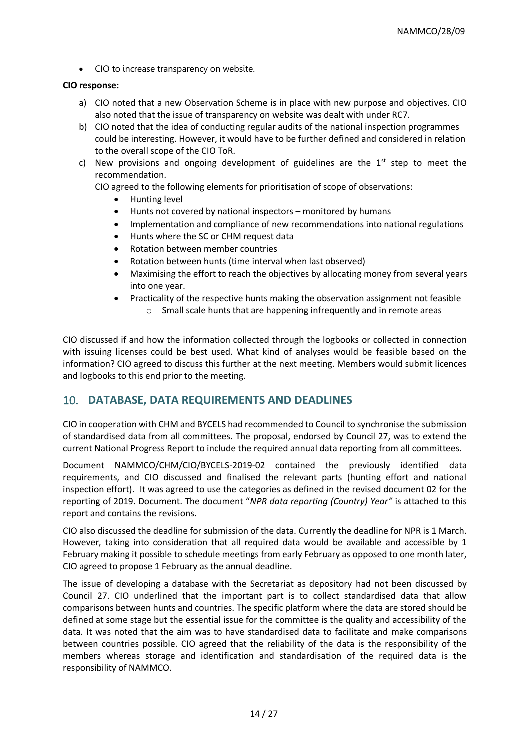- CIO to increase transparency on website.

**CIO response:**

a) CIO noted that a new Observation Scheme is in place with new purpose and objectives. CIO also noted that the issue of transparency on website was dealt with under RC7.
b) CIO noted that the idea of conducting regular audits of the national inspection programmes could be interesting. However, it would have to be further defined and considered in relation to the overall scope of the CIO ToR.
c) New provisions and ongoing development of guidelines are the 1st step to meet the recommendation.

   CIO agreed to the following elements for prioritisation of scope of observations:

   - Hunting level
   - Hunts not covered by national inspectors – monitored by humans
   - Implementation and compliance of new recommendations into national regulations
   - Hunts where the SC or CHM request data
   - Rotation between member countries
   - Rotation between hunts (time interval when last observed)
   - Maximising the effort to reach the objectives by allocating money from several years into one year.
   - Practicality of the respective hunts making the observation assignment not feasible
     - Small scale hunts that are happening infrequently and in remote areas

CIO discussed if and how the information collected through the logbooks or collected in connection with issuing licenses could be best used. What kind of analyses would be feasible based on the information? CIO agreed to discuss this further at the next meeting. Members would submit licences and logbooks to this end prior to the meeting.

## 10. DATABASE, DATA REQUIREMENTS AND DEADLINES

CIO in cooperation with CHM and BYCELS had recommended to Council to synchronise the submission of standardised data from all committees. The proposal, endorsed by Council 27, was to extend the current National Progress Report to include the required annual data reporting from all committees.

Document NAMMCO/CHM/CIO/BYCELS-2019-02 contained the previously identified data requirements, and CIO discussed and finalised the relevant parts (hunting effort and national inspection effort). It was agreed to use the categories as defined in the revised document 02 for the reporting of 2019. Document. The document "*NPR data reporting (Country) Year"* is attached to this report and contains the revisions.

CIO also discussed the deadline for submission of the data. Currently the deadline for NPR is 1 March. However, taking into consideration that all required data would be available and accessible by 1 February making it possible to schedule meetings from early February as opposed to one month later, CIO agreed to propose 1 February as the annual deadline.

The issue of developing a database with the Secretariat as depository had not been discussed by Council 27. CIO underlined that the important part is to collect standardised data that allow comparisons between hunts and countries. The specific platform where the data are stored should be defined at some stage but the essential issue for the committee is the quality and accessibility of the data. It was noted that the aim was to have standardised data to facilitate and make comparisons between countries possible. CIO agreed that the reliability of the data is the responsibility of the members whereas storage and identification and standardisation of the required data is the responsibility of NAMMCO.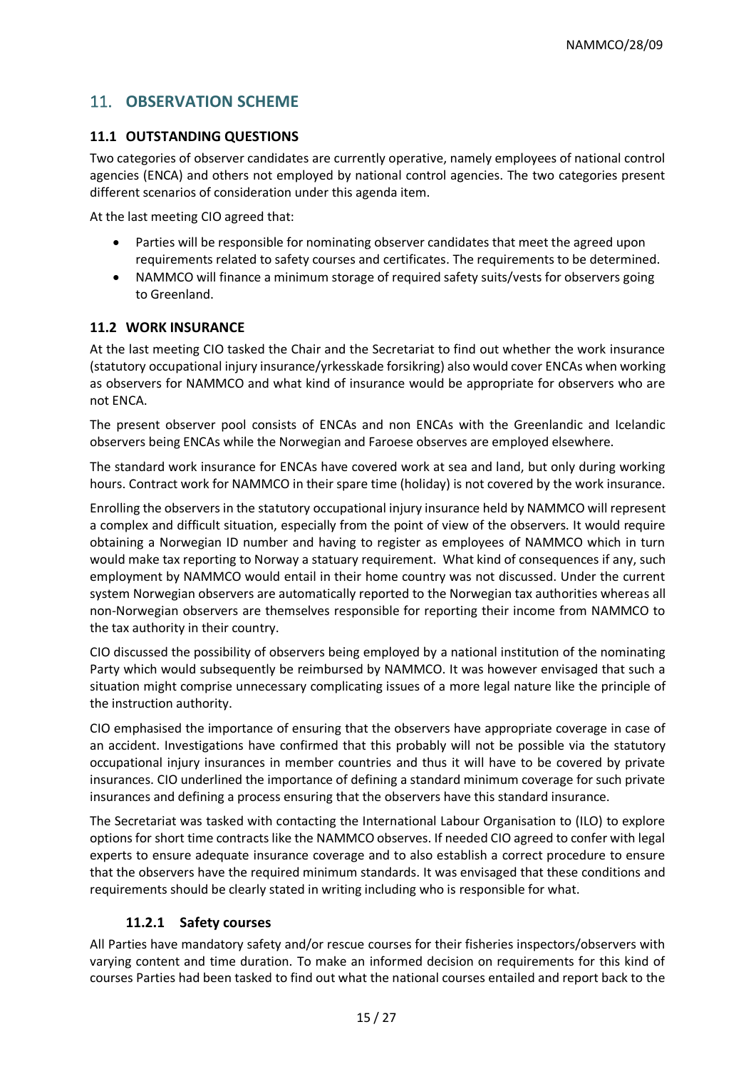## 11. OBSERVATION SCHEME

### 11.1 OUTSTANDING QUESTIONS

Two categories of observer candidates are currently operative, namely employees of national control agencies (ENCA) and others not employed by national control agencies. The two categories present different scenarios of consideration under this agenda item.

At the last meeting CIO agreed that:

- Parties will be responsible for nominating observer candidates that meet the agreed upon requirements related to safety courses and certificates. The requirements to be determined.
- NAMMCO will finance a minimum storage of required safety suits/vests for observers going to Greenland.

### 11.2 WORK INSURANCE

At the last meeting CIO tasked the Chair and the Secretariat to find out whether the work insurance (statutory occupational injury insurance/yrkesskade forsikring) also would cover ENCAs when working as observers for NAMMCO and what kind of insurance would be appropriate for observers who are not ENCA.

The present observer pool consists of ENCAs and non ENCAs with the Greenlandic and Icelandic observers being ENCAs while the Norwegian and Faroese observes are employed elsewhere.

The standard work insurance for ENCAs have covered work at sea and land, but only during working hours. Contract work for NAMMCO in their spare time (holiday) is not covered by the work insurance.

Enrolling the observers in the statutory occupational injury insurance held by NAMMCO will represent a complex and difficult situation, especially from the point of view of the observers. It would require obtaining a Norwegian ID number and having to register as employees of NAMMCO which in turn would make tax reporting to Norway a statuary requirement. What kind of consequences if any, such employment by NAMMCO would entail in their home country was not discussed. Under the current system Norwegian observers are automatically reported to the Norwegian tax authorities whereas all non-Norwegian observers are themselves responsible for reporting their income from NAMMCO to the tax authority in their country.

CIO discussed the possibility of observers being employed by a national institution of the nominating Party which would subsequently be reimbursed by NAMMCO. It was however envisaged that such a situation might comprise unnecessary complicating issues of a more legal nature like the principle of the instruction authority.

CIO emphasised the importance of ensuring that the observers have appropriate coverage in case of an accident. Investigations have confirmed that this probably will not be possible via the statutory occupational injury insurances in member countries and thus it will have to be covered by private insurances. CIO underlined the importance of defining a standard minimum coverage for such private insurances and defining a process ensuring that the observers have this standard insurance.

The Secretariat was tasked with contacting the International Labour Organisation to (ILO) to explore options for short time contracts like the NAMMCO observes. If needed CIO agreed to confer with legal experts to ensure adequate insurance coverage and to also establish a correct procedure to ensure that the observers have the required minimum standards. It was envisaged that these conditions and requirements should be clearly stated in writing including who is responsible for what.

#### 11.2.1 Safety courses

All Parties have mandatory safety and/or rescue courses for their fisheries inspectors/observers with varying content and time duration. To make an informed decision on requirements for this kind of courses Parties had been tasked to find out what the national courses entailed and report back to the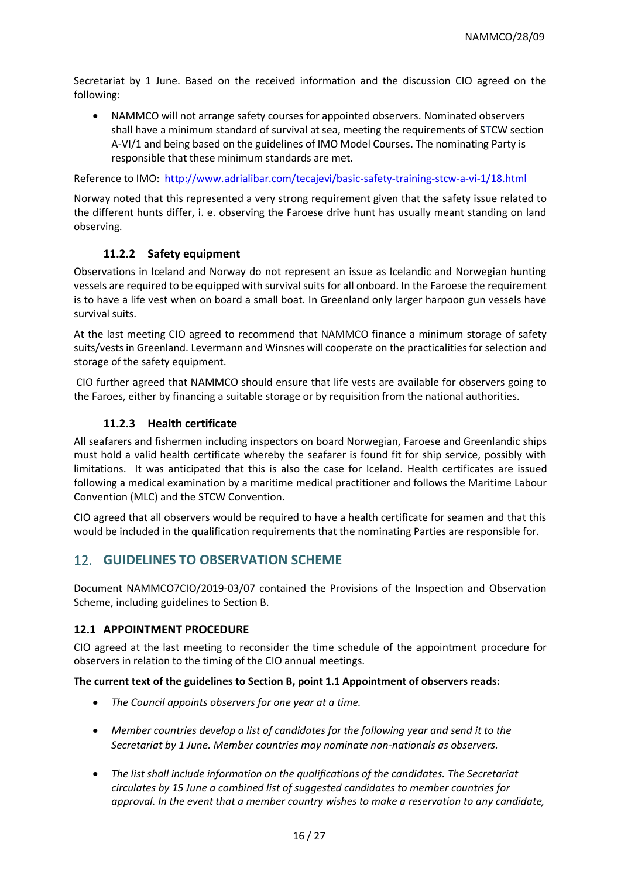Secretariat by 1 June. Based on the received information and the discussion CIO agreed on the following:

- NAMMCO will not arrange safety courses for appointed observers. Nominated observers shall have a minimum standard of survival at sea, meeting the requirements of STCW section A-VI/1 and being based on the guidelines of IMO Model Courses. The nominating Party is responsible that these minimum standards are met.

Reference to IMO: http://www.adrialibar.com/tecajevi/basic-safety-training-stcw-a-vi-1/18.html

Norway noted that this represented a very strong requirement given that the safety issue related to the different hunts differ, i. e. observing the Faroese drive hunt has usually meant standing on land observing.

#### 11.2.2 Safety equipment

Observations in Iceland and Norway do not represent an issue as Icelandic and Norwegian hunting vessels are required to be equipped with survival suits for all onboard. In the Faroese the requirement is to have a life vest when on board a small boat. In Greenland only larger harpoon gun vessels have survival suits.

At the last meeting CIO agreed to recommend that NAMMCO finance a minimum storage of safety suits/vests in Greenland. Levermann and Winsnes will cooperate on the practicalities for selection and storage of the safety equipment.

CIO further agreed that NAMMCO should ensure that life vests are available for observers going to the Faroes, either by financing a suitable storage or by requisition from the national authorities.

#### 11.2.3 Health certificate

All seafarers and fishermen including inspectors on board Norwegian, Faroese and Greenlandic ships must hold a valid health certificate whereby the seafarer is found fit for ship service, possibly with limitations. It was anticipated that this is also the case for Iceland. Health certificates are issued following a medical examination by a maritime medical practitioner and follows the Maritime Labour Convention (MLC) and the STCW Convention.

CIO agreed that all observers would be required to have a health certificate for seamen and that this would be included in the qualification requirements that the nominating Parties are responsible for.

## 12. GUIDELINES TO OBSERVATION SCHEME

Document NAMMCO7CIO/2019-03/07 contained the Provisions of the Inspection and Observation Scheme, including guidelines to Section B.

### 12.1 APPOINTMENT PROCEDURE

CIO agreed at the last meeting to reconsider the time schedule of the appointment procedure for observers in relation to the timing of the CIO annual meetings.

**The current text of the guidelines to Section B, point 1.1 Appointment of observers reads:**

- *The Council appoints observers for one year at a time.*

- *Member countries develop a list of candidates for the following year and send it to the Secretariat by 1 June. Member countries may nominate non-nationals as observers.*

- *The list shall include information on the qualifications of the candidates. The Secretariat circulates by 15 June a combined list of suggested candidates to member countries for approval. In the event that a member country wishes to make a reservation to any candidate,*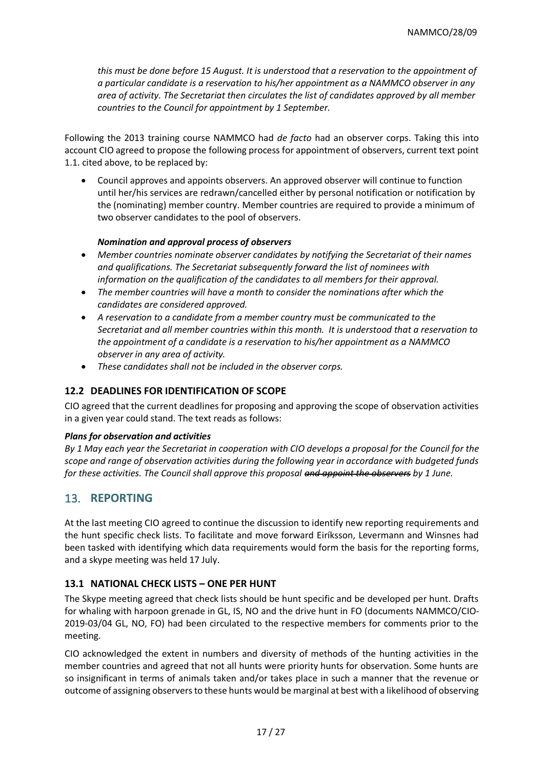*this must be done before 15 August. It is understood that a reservation to the appointment of a particular candidate is a reservation to his/her appointment as a NAMMCO observer in any area of activity. The Secretariat then circulates the list of candidates approved by all member countries to the Council for appointment by 1 September.*

Following the 2013 training course NAMMCO had *de facto* had an observer corps. Taking this into account CIO agreed to propose the following process for appointment of observers, current text point 1.1. cited above, to be replaced by:

- Council approves and appoints observers. An approved observer will continue to function until her/his services are redrawn/cancelled either by personal notification or notification by the (nominating) member country. Member countries are required to provide a minimum of two observer candidates to the pool of observers.

***Nomination and approval process of observers***

- *Member countries nominate observer candidates by notifying the Secretariat of their names and qualifications. The Secretariat subsequently forward the list of nominees with information on the qualification of the candidates to all members for their approval.*
- *The member countries will have a month to consider the nominations after which the candidates are considered approved.*
- *A reservation to a candidate from a member country must be communicated to the Secretariat and all member countries within this month. It is understood that a reservation to the appointment of a candidate is a reservation to his/her appointment as a NAMMCO observer in any area of activity.*
- *These candidates shall not be included in the observer corps.*

### 12.2 DEADLINES FOR IDENTIFICATION OF SCOPE

CIO agreed that the current deadlines for proposing and approving the scope of observation activities in a given year could stand. The text reads as follows:

***Plans for observation and activities***

*By 1 May each year the Secretariat in cooperation with CIO develops a proposal for the Council for the scope and range of observation activities during the following year in accordance with budgeted funds for these activities. The Council shall approve this proposal ~~and appoint the observers~~ by 1 June.*

## 13. REPORTING

At the last meeting CIO agreed to continue the discussion to identify new reporting requirements and the hunt specific check lists. To facilitate and move forward Eiríksson, Levermann and Winsnes had been tasked with identifying which data requirements would form the basis for the reporting forms, and a skype meeting was held 17 July.

### 13.1 NATIONAL CHECK LISTS – ONE PER HUNT

The Skype meeting agreed that check lists should be hunt specific and be developed per hunt. Drafts for whaling with harpoon grenade in GL, IS, NO and the drive hunt in FO (documents NAMMCO/CIO-2019-03/04 GL, NO, FO) had been circulated to the respective members for comments prior to the meeting.

CIO acknowledged the extent in numbers and diversity of methods of the hunting activities in the member countries and agreed that not all hunts were priority hunts for observation. Some hunts are so insignificant in terms of animals taken and/or takes place in such a manner that the revenue or outcome of assigning observers to these hunts would be marginal at best with a likelihood of observing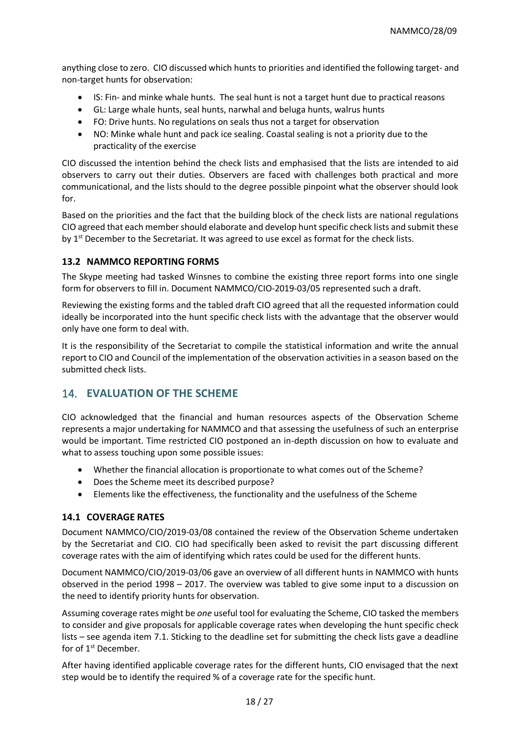anything close to zero. CIO discussed which hunts to priorities and identified the following target- and non-target hunts for observation:

- IS: Fin- and minke whale hunts. The seal hunt is not a target hunt due to practical reasons
- GL: Large whale hunts, seal hunts, narwhal and beluga hunts, walrus hunts
- FO: Drive hunts. No regulations on seals thus not a target for observation
- NO: Minke whale hunt and pack ice sealing. Coastal sealing is not a priority due to the practicality of the exercise

CIO discussed the intention behind the check lists and emphasised that the lists are intended to aid observers to carry out their duties. Observers are faced with challenges both practical and more communicational, and the lists should to the degree possible pinpoint what the observer should look for.

Based on the priorities and the fact that the building block of the check lists are national regulations CIO agreed that each member should elaborate and develop hunt specific check lists and submit these by 1st December to the Secretariat. It was agreed to use excel as format for the check lists.

### 13.2 NAMMCO REPORTING FORMS

The Skype meeting had tasked Winsnes to combine the existing three report forms into one single form for observers to fill in. Document NAMMCO/CIO-2019-03/05 represented such a draft.

Reviewing the existing forms and the tabled draft CIO agreed that all the requested information could ideally be incorporated into the hunt specific check lists with the advantage that the observer would only have one form to deal with.

It is the responsibility of the Secretariat to compile the statistical information and write the annual report to CIO and Council of the implementation of the observation activities in a season based on the submitted check lists.

## 14. EVALUATION OF THE SCHEME

CIO acknowledged that the financial and human resources aspects of the Observation Scheme represents a major undertaking for NAMMCO and that assessing the usefulness of such an enterprise would be important. Time restricted CIO postponed an in-depth discussion on how to evaluate and what to assess touching upon some possible issues:

- Whether the financial allocation is proportionate to what comes out of the Scheme?
- Does the Scheme meet its described purpose?
- Elements like the effectiveness, the functionality and the usefulness of the Scheme

### 14.1 COVERAGE RATES

Document NAMMCO/CIO/2019-03/08 contained the review of the Observation Scheme undertaken by the Secretariat and CIO. CIO had specifically been asked to revisit the part discussing different coverage rates with the aim of identifying which rates could be used for the different hunts.

Document NAMMCO/CIO/2019-03/06 gave an overview of all different hunts in NAMMCO with hunts observed in the period 1998 – 2017. The overview was tabled to give some input to a discussion on the need to identify priority hunts for observation.

Assuming coverage rates might be *one* useful tool for evaluating the Scheme, CIO tasked the members to consider and give proposals for applicable coverage rates when developing the hunt specific check lists – see agenda item 7.1. Sticking to the deadline set for submitting the check lists gave a deadline for of 1st December.

After having identified applicable coverage rates for the different hunts, CIO envisaged that the next step would be to identify the required % of a coverage rate for the specific hunt.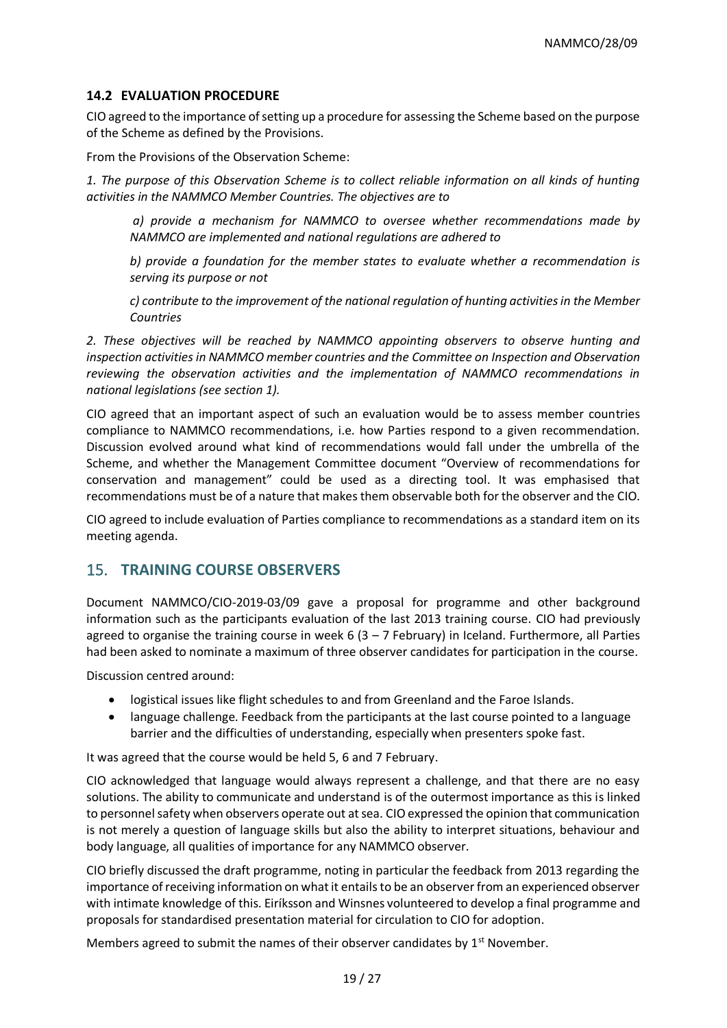### 14.2 EVALUATION PROCEDURE

CIO agreed to the importance of setting up a procedure for assessing the Scheme based on the purpose of the Scheme as defined by the Provisions.

From the Provisions of the Observation Scheme:

*1. The purpose of this Observation Scheme is to collect reliable information on all kinds of hunting activities in the NAMMCO Member Countries. The objectives are to*

> *a) provide a mechanism for NAMMCO to oversee whether recommendations made by NAMMCO are implemented and national regulations are adhered to*
>
> *b) provide a foundation for the member states to evaluate whether a recommendation is serving its purpose or not*
>
> *c) contribute to the improvement of the national regulation of hunting activities in the Member Countries*

*2. These objectives will be reached by NAMMCO appointing observers to observe hunting and inspection activities in NAMMCO member countries and the Committee on Inspection and Observation reviewing the observation activities and the implementation of NAMMCO recommendations in national legislations (see section 1).*

CIO agreed that an important aspect of such an evaluation would be to assess member countries compliance to NAMMCO recommendations, i.e. how Parties respond to a given recommendation. Discussion evolved around what kind of recommendations would fall under the umbrella of the Scheme, and whether the Management Committee document "Overview of recommendations for conservation and management" could be used as a directing tool. It was emphasised that recommendations must be of a nature that makes them observable both for the observer and the CIO.

CIO agreed to include evaluation of Parties compliance to recommendations as a standard item on its meeting agenda.

## 15. TRAINING COURSE OBSERVERS

Document NAMMCO/CIO-2019-03/09 gave a proposal for programme and other background information such as the participants evaluation of the last 2013 training course. CIO had previously agreed to organise the training course in week 6 (3 – 7 February) in Iceland. Furthermore, all Parties had been asked to nominate a maximum of three observer candidates for participation in the course.

Discussion centred around:

- logistical issues like flight schedules to and from Greenland and the Faroe Islands.
- language challenge. Feedback from the participants at the last course pointed to a language barrier and the difficulties of understanding, especially when presenters spoke fast.

It was agreed that the course would be held 5, 6 and 7 February.

CIO acknowledged that language would always represent a challenge, and that there are no easy solutions. The ability to communicate and understand is of the outermost importance as this is linked to personnel safety when observers operate out at sea. CIO expressed the opinion that communication is not merely a question of language skills but also the ability to interpret situations, behaviour and body language, all qualities of importance for any NAMMCO observer.

CIO briefly discussed the draft programme, noting in particular the feedback from 2013 regarding the importance of receiving information on what it entails to be an observer from an experienced observer with intimate knowledge of this. Eiríksson and Winsnes volunteered to develop a final programme and proposals for standardised presentation material for circulation to CIO for adoption.

Members agreed to submit the names of their observer candidates by 1st November.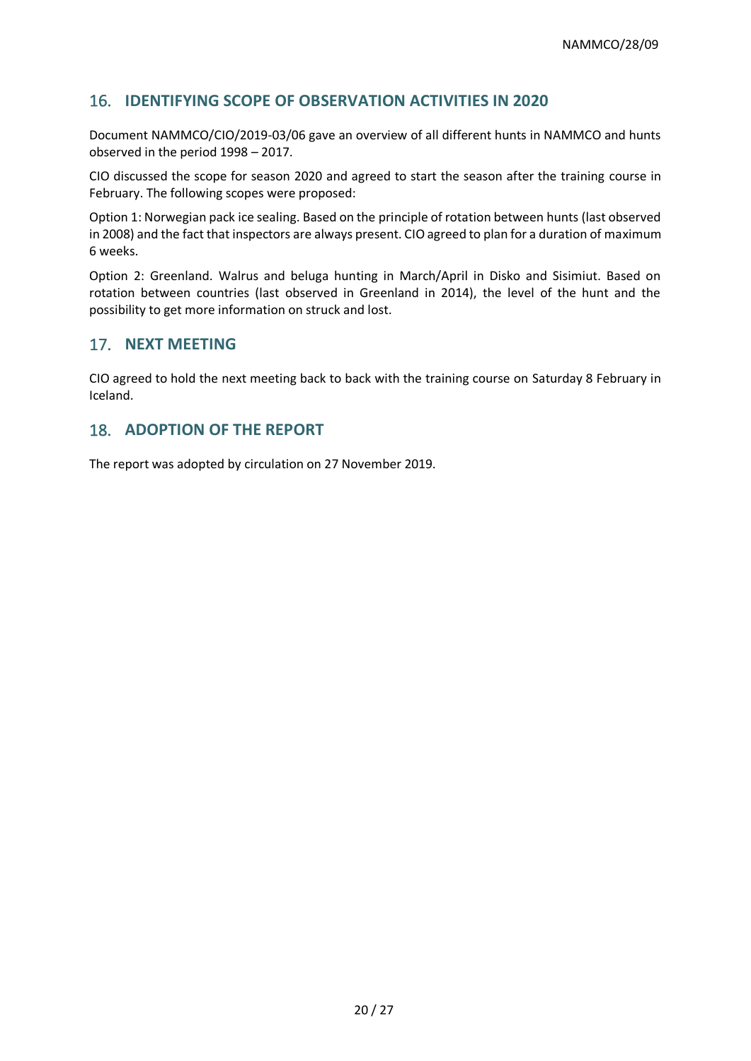## 16. IDENTIFYING SCOPE OF OBSERVATION ACTIVITIES IN 2020

Document NAMMCO/CIO/2019-03/06 gave an overview of all different hunts in NAMMCO and hunts observed in the period 1998 – 2017.

CIO discussed the scope for season 2020 and agreed to start the season after the training course in February. The following scopes were proposed:

Option 1: Norwegian pack ice sealing. Based on the principle of rotation between hunts (last observed in 2008) and the fact that inspectors are always present. CIO agreed to plan for a duration of maximum 6 weeks.

Option 2: Greenland. Walrus and beluga hunting in March/April in Disko and Sisimiut. Based on rotation between countries (last observed in Greenland in 2014), the level of the hunt and the possibility to get more information on struck and lost.

## 17. NEXT MEETING

CIO agreed to hold the next meeting back to back with the training course on Saturday 8 February in Iceland.

## 18. ADOPTION OF THE REPORT

The report was adopted by circulation on 27 November 2019.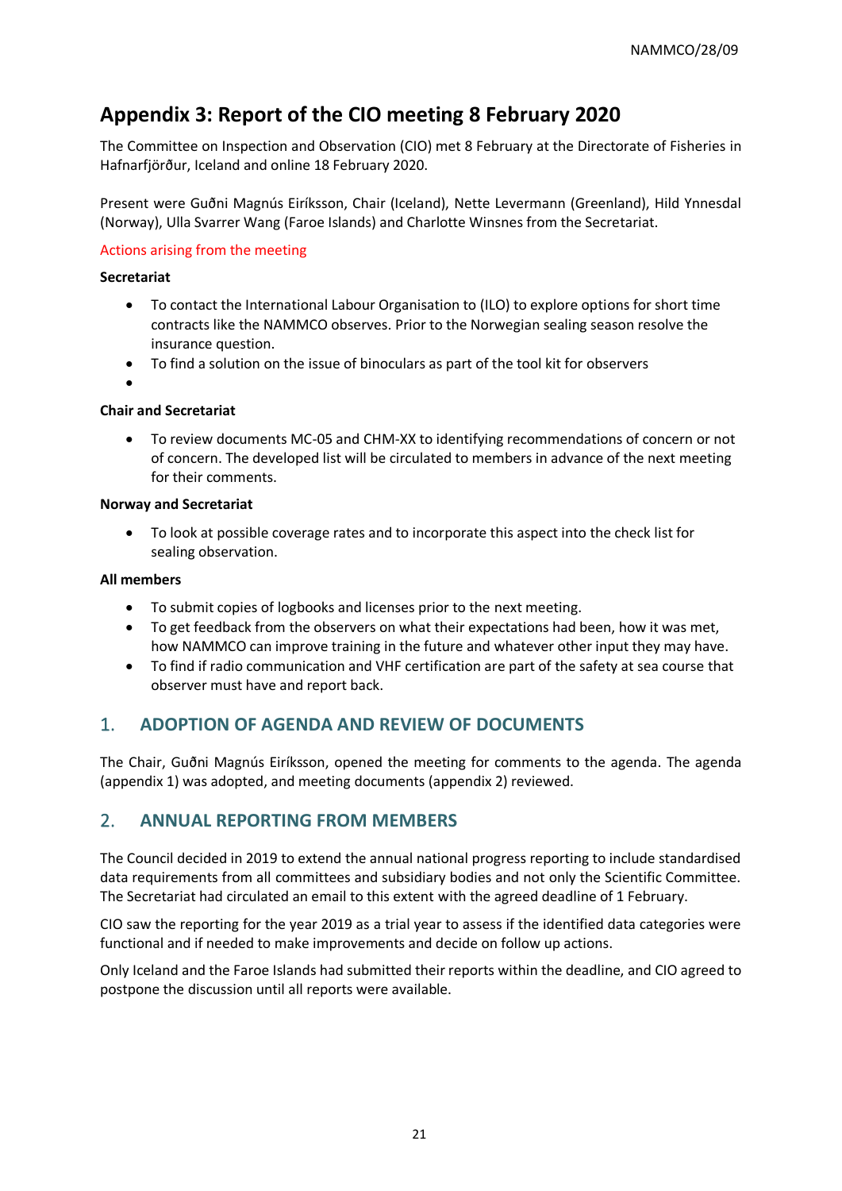# Appendix 3: Report of the CIO meeting 8 February 2020

The Committee on Inspection and Observation (CIO) met 8 February at the Directorate of Fisheries in Hafnarfjörður, Iceland and online 18 February 2020.

Present were Guðni Magnús Eiríksson, Chair (Iceland), Nette Levermann (Greenland), Hild Ynnesdal (Norway), Ulla Svarrer Wang (Faroe Islands) and Charlotte Winsnes from the Secretariat.

Actions arising from the meeting

**Secretariat**

- To contact the International Labour Organisation to (ILO) to explore options for short time contracts like the NAMMCO observes. Prior to the Norwegian sealing season resolve the insurance question.
- To find a solution on the issue of binoculars as part of the tool kit for observers
- 

**Chair and Secretariat**

- To review documents MC-05 and CHM-XX to identifying recommendations of concern or not of concern. The developed list will be circulated to members in advance of the next meeting for their comments.

**Norway and Secretariat**

- To look at possible coverage rates and to incorporate this aspect into the check list for sealing observation.

**All members**

- To submit copies of logbooks and licenses prior to the next meeting.
- To get feedback from the observers on what their expectations had been, how it was met, how NAMMCO can improve training in the future and whatever other input they may have.
- To find if radio communication and VHF certification are part of the safety at sea course that observer must have and report back.

## 1. ADOPTION OF AGENDA AND REVIEW OF DOCUMENTS

The Chair, Guðni Magnús Eiríksson, opened the meeting for comments to the agenda. The agenda (appendix 1) was adopted, and meeting documents (appendix 2) reviewed.

## 2. ANNUAL REPORTING FROM MEMBERS

The Council decided in 2019 to extend the annual national progress reporting to include standardised data requirements from all committees and subsidiary bodies and not only the Scientific Committee. The Secretariat had circulated an email to this extent with the agreed deadline of 1 February.

CIO saw the reporting for the year 2019 as a trial year to assess if the identified data categories were functional and if needed to make improvements and decide on follow up actions.

Only Iceland and the Faroe Islands had submitted their reports within the deadline, and CIO agreed to postpone the discussion until all reports were available.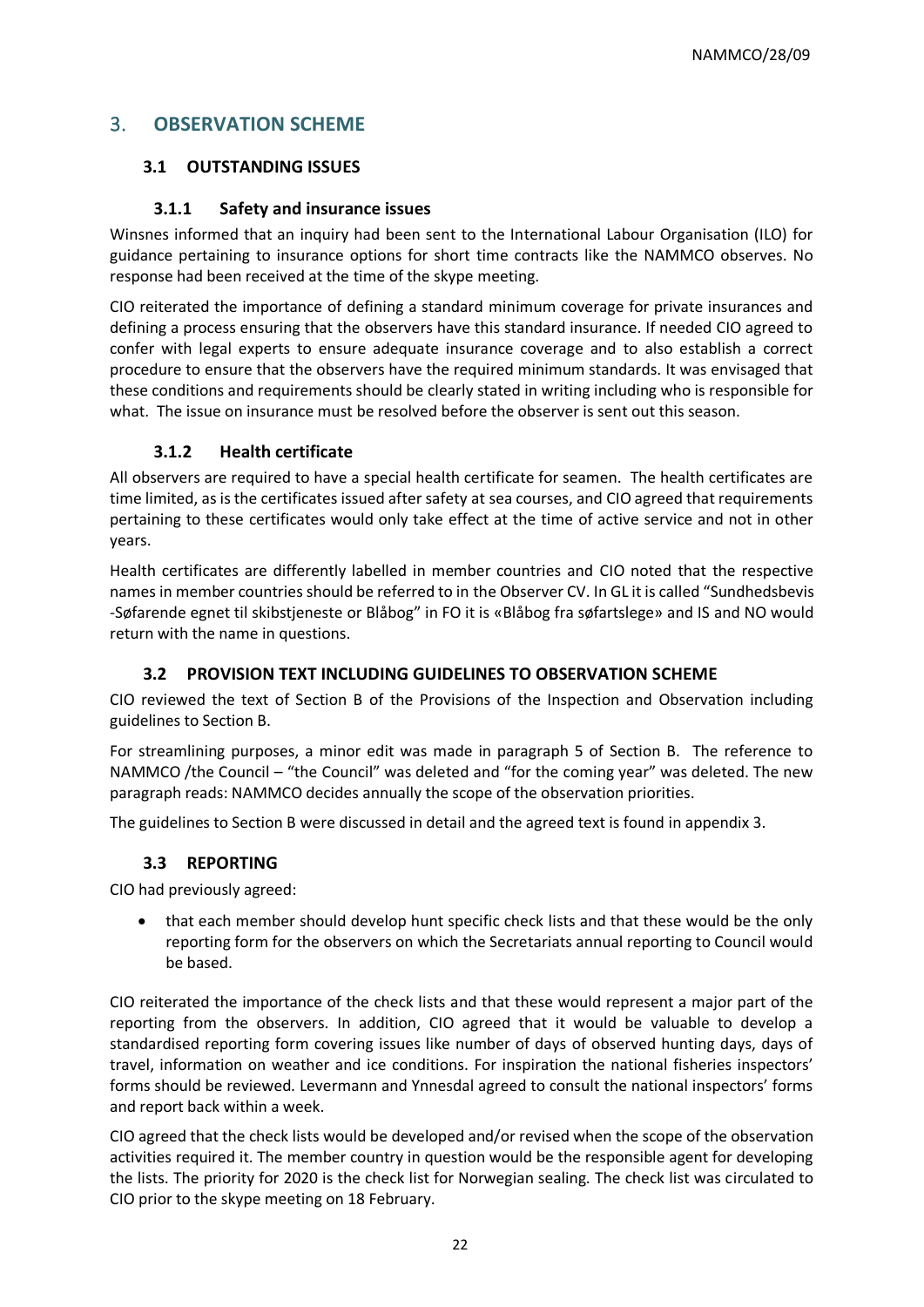## 3. OBSERVATION SCHEME

### 3.1 OUTSTANDING ISSUES

#### 3.1.1 Safety and insurance issues

Winsnes informed that an inquiry had been sent to the International Labour Organisation (ILO) for guidance pertaining to insurance options for short time contracts like the NAMMCO observes. No response had been received at the time of the skype meeting.

CIO reiterated the importance of defining a standard minimum coverage for private insurances and defining a process ensuring that the observers have this standard insurance. If needed CIO agreed to confer with legal experts to ensure adequate insurance coverage and to also establish a correct procedure to ensure that the observers have the required minimum standards. It was envisaged that these conditions and requirements should be clearly stated in writing including who is responsible for what. The issue on insurance must be resolved before the observer is sent out this season.

#### 3.1.2 Health certificate

All observers are required to have a special health certificate for seamen. The health certificates are time limited, as is the certificates issued after safety at sea courses, and CIO agreed that requirements pertaining to these certificates would only take effect at the time of active service and not in other years.

Health certificates are differently labelled in member countries and CIO noted that the respective names in member countries should be referred to in the Observer CV. In GL it is called "Sundhedsbevis -Søfarende egnet til skibstjeneste or Blåbog" in FO it is «Blåbog fra søfartslege» and IS and NO would return with the name in questions.

### 3.2 PROVISION TEXT INCLUDING GUIDELINES TO OBSERVATION SCHEME

CIO reviewed the text of Section B of the Provisions of the Inspection and Observation including guidelines to Section B.

For streamlining purposes, a minor edit was made in paragraph 5 of Section B. The reference to NAMMCO /the Council – "the Council" was deleted and "for the coming year" was deleted. The new paragraph reads: NAMMCO decides annually the scope of the observation priorities.

The guidelines to Section B were discussed in detail and the agreed text is found in appendix 3.

### 3.3 REPORTING

CIO had previously agreed:

- that each member should develop hunt specific check lists and that these would be the only reporting form for the observers on which the Secretariats annual reporting to Council would be based.

CIO reiterated the importance of the check lists and that these would represent a major part of the reporting from the observers. In addition, CIO agreed that it would be valuable to develop a standardised reporting form covering issues like number of days of observed hunting days, days of travel, information on weather and ice conditions. For inspiration the national fisheries inspectors' forms should be reviewed. Levermann and Ynnesdal agreed to consult the national inspectors' forms and report back within a week.

CIO agreed that the check lists would be developed and/or revised when the scope of the observation activities required it. The member country in question would be the responsible agent for developing the lists. The priority for 2020 is the check list for Norwegian sealing. The check list was circulated to CIO prior to the skype meeting on 18 February.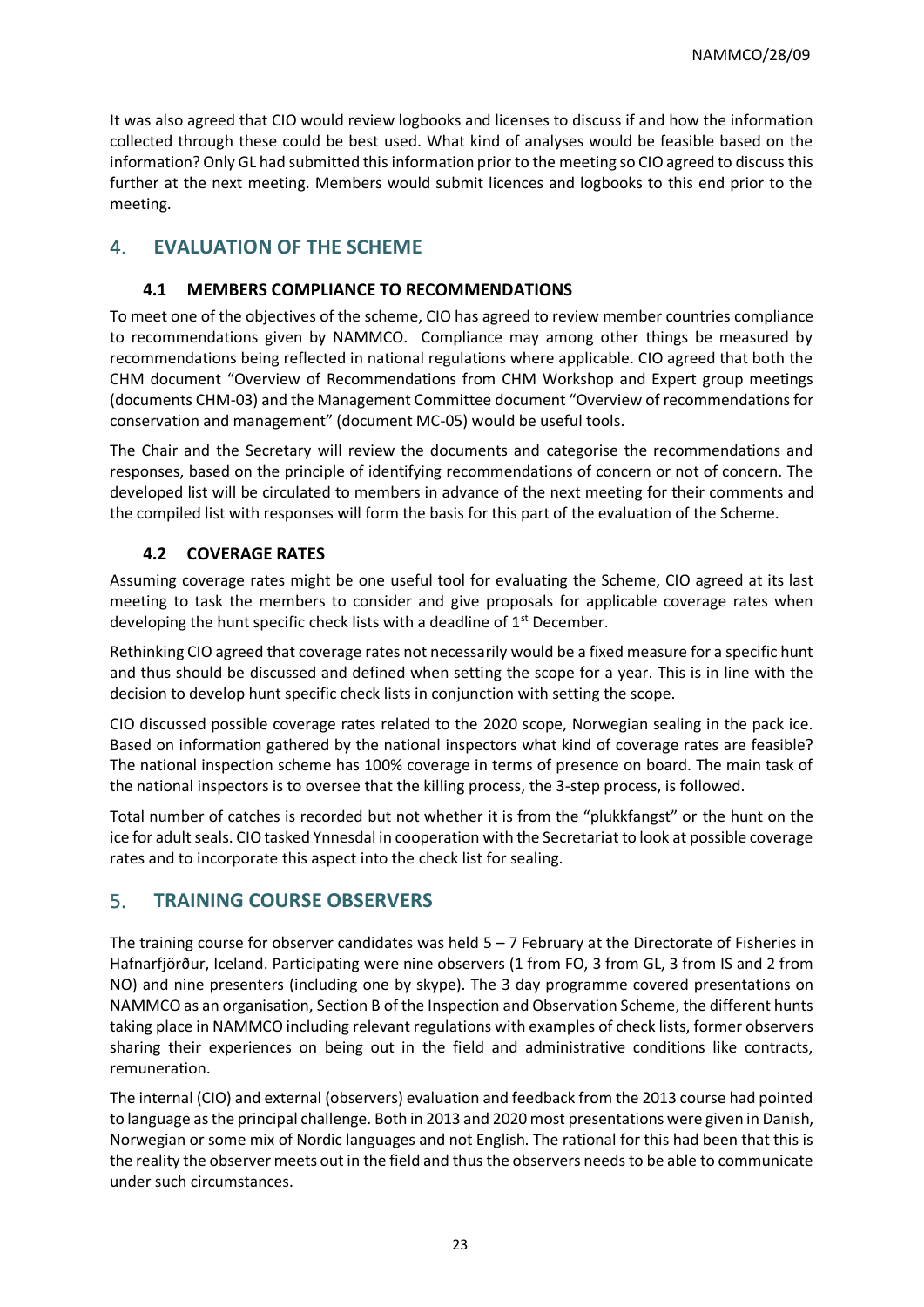It was also agreed that CIO would review logbooks and licenses to discuss if and how the information collected through these could be best used. What kind of analyses would be feasible based on the information? Only GL had submitted this information prior to the meeting so CIO agreed to discuss this further at the next meeting. Members would submit licences and logbooks to this end prior to the meeting.

## 4. EVALUATION OF THE SCHEME

### 4.1 MEMBERS COMPLIANCE TO RECOMMENDATIONS

To meet one of the objectives of the scheme, CIO has agreed to review member countries compliance to recommendations given by NAMMCO. Compliance may among other things be measured by recommendations being reflected in national regulations where applicable. CIO agreed that both the CHM document "Overview of Recommendations from CHM Workshop and Expert group meetings (documents CHM-03) and the Management Committee document "Overview of recommendations for conservation and management" (document MC-05) would be useful tools.

The Chair and the Secretary will review the documents and categorise the recommendations and responses, based on the principle of identifying recommendations of concern or not of concern. The developed list will be circulated to members in advance of the next meeting for their comments and the compiled list with responses will form the basis for this part of the evaluation of the Scheme.

### 4.2 COVERAGE RATES

Assuming coverage rates might be one useful tool for evaluating the Scheme, CIO agreed at its last meeting to task the members to consider and give proposals for applicable coverage rates when developing the hunt specific check lists with a deadline of 1st December.

Rethinking CIO agreed that coverage rates not necessarily would be a fixed measure for a specific hunt and thus should be discussed and defined when setting the scope for a year. This is in line with the decision to develop hunt specific check lists in conjunction with setting the scope.

CIO discussed possible coverage rates related to the 2020 scope, Norwegian sealing in the pack ice. Based on information gathered by the national inspectors what kind of coverage rates are feasible? The national inspection scheme has 100% coverage in terms of presence on board. The main task of the national inspectors is to oversee that the killing process, the 3-step process, is followed.

Total number of catches is recorded but not whether it is from the "plukkfangst" or the hunt on the ice for adult seals. CIO tasked Ynnesdal in cooperation with the Secretariat to look at possible coverage rates and to incorporate this aspect into the check list for sealing.

## 5. TRAINING COURSE OBSERVERS

The training course for observer candidates was held 5 – 7 February at the Directorate of Fisheries in Hafnarfjörður, Iceland. Participating were nine observers (1 from FO, 3 from GL, 3 from IS and 2 from NO) and nine presenters (including one by skype). The 3 day programme covered presentations on NAMMCO as an organisation, Section B of the Inspection and Observation Scheme, the different hunts taking place in NAMMCO including relevant regulations with examples of check lists, former observers sharing their experiences on being out in the field and administrative conditions like contracts, remuneration.

The internal (CIO) and external (observers) evaluation and feedback from the 2013 course had pointed to language as the principal challenge. Both in 2013 and 2020 most presentations were given in Danish, Norwegian or some mix of Nordic languages and not English. The rational for this had been that this is the reality the observer meets out in the field and thus the observers needs to be able to communicate under such circumstances.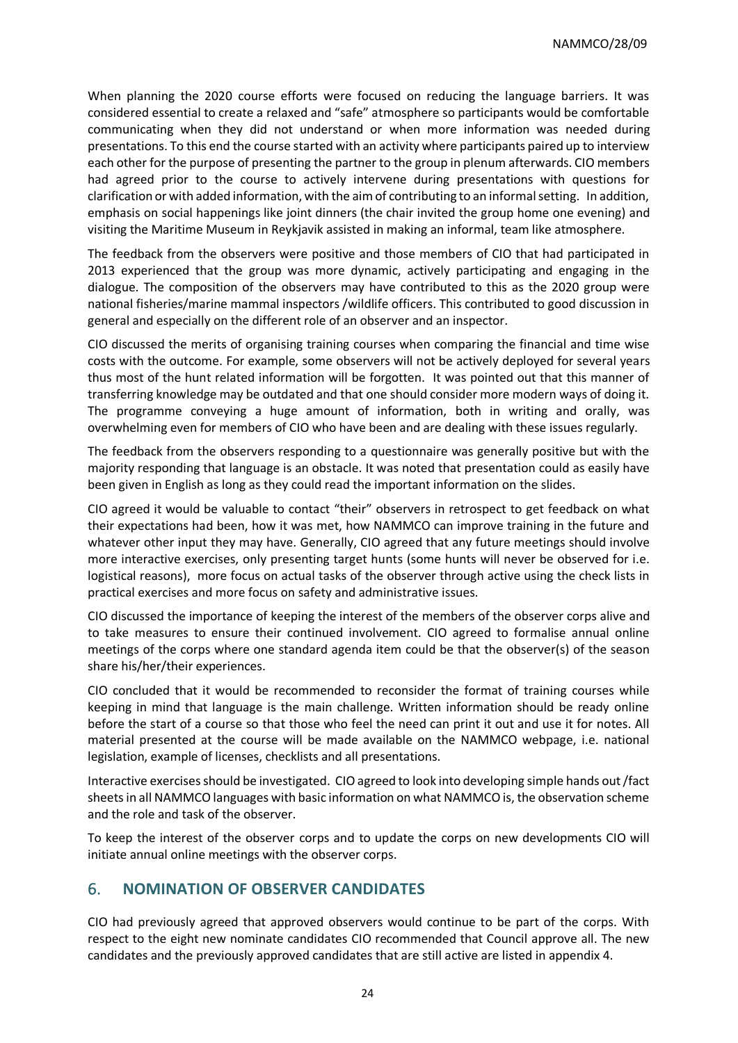When planning the 2020 course efforts were focused on reducing the language barriers. It was considered essential to create a relaxed and "safe" atmosphere so participants would be comfortable communicating when they did not understand or when more information was needed during presentations. To this end the course started with an activity where participants paired up to interview each other for the purpose of presenting the partner to the group in plenum afterwards. CIO members had agreed prior to the course to actively intervene during presentations with questions for clarification or with added information, with the aim of contributing to an informal setting. In addition, emphasis on social happenings like joint dinners (the chair invited the group home one evening) and visiting the Maritime Museum in Reykjavik assisted in making an informal, team like atmosphere.

The feedback from the observers were positive and those members of CIO that had participated in 2013 experienced that the group was more dynamic, actively participating and engaging in the dialogue. The composition of the observers may have contributed to this as the 2020 group were national fisheries/marine mammal inspectors /wildlife officers. This contributed to good discussion in general and especially on the different role of an observer and an inspector.

CIO discussed the merits of organising training courses when comparing the financial and time wise costs with the outcome. For example, some observers will not be actively deployed for several years thus most of the hunt related information will be forgotten. It was pointed out that this manner of transferring knowledge may be outdated and that one should consider more modern ways of doing it. The programme conveying a huge amount of information, both in writing and orally, was overwhelming even for members of CIO who have been and are dealing with these issues regularly.

The feedback from the observers responding to a questionnaire was generally positive but with the majority responding that language is an obstacle. It was noted that presentation could as easily have been given in English as long as they could read the important information on the slides.

CIO agreed it would be valuable to contact "their" observers in retrospect to get feedback on what their expectations had been, how it was met, how NAMMCO can improve training in the future and whatever other input they may have. Generally, CIO agreed that any future meetings should involve more interactive exercises, only presenting target hunts (some hunts will never be observed for i.e. logistical reasons), more focus on actual tasks of the observer through active using the check lists in practical exercises and more focus on safety and administrative issues.

CIO discussed the importance of keeping the interest of the members of the observer corps alive and to take measures to ensure their continued involvement. CIO agreed to formalise annual online meetings of the corps where one standard agenda item could be that the observer(s) of the season share his/her/their experiences.

CIO concluded that it would be recommended to reconsider the format of training courses while keeping in mind that language is the main challenge. Written information should be ready online before the start of a course so that those who feel the need can print it out and use it for notes. All material presented at the course will be made available on the NAMMCO webpage, i.e. national legislation, example of licenses, checklists and all presentations.

Interactive exercises should be investigated. CIO agreed to look into developing simple hands out /fact sheets in all NAMMCO languages with basic information on what NAMMCO is, the observation scheme and the role and task of the observer.

To keep the interest of the observer corps and to update the corps on new developments CIO will initiate annual online meetings with the observer corps.

## 6. NOMINATION OF OBSERVER CANDIDATES

CIO had previously agreed that approved observers would continue to be part of the corps. With respect to the eight new nominate candidates CIO recommended that Council approve all. The new candidates and the previously approved candidates that are still active are listed in appendix 4.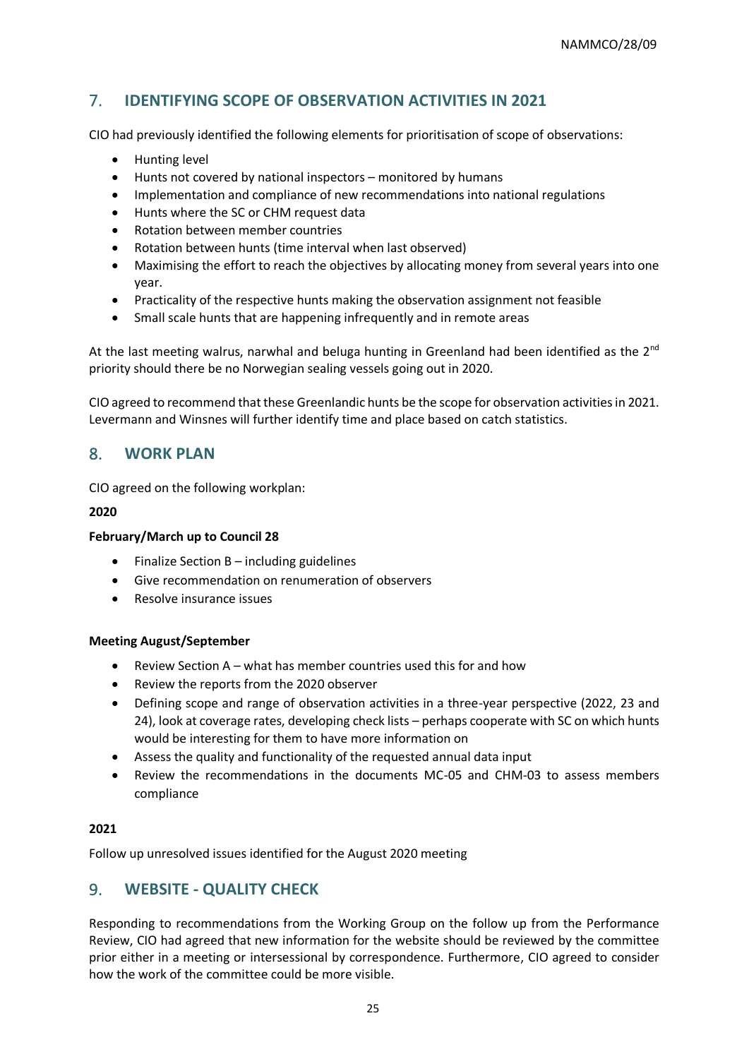## 7. IDENTIFYING SCOPE OF OBSERVATION ACTIVITIES IN 2021

CIO had previously identified the following elements for prioritisation of scope of observations:

- Hunting level
- Hunts not covered by national inspectors – monitored by humans
- Implementation and compliance of new recommendations into national regulations
- Hunts where the SC or CHM request data
- Rotation between member countries
- Rotation between hunts (time interval when last observed)
- Maximising the effort to reach the objectives by allocating money from several years into one year.
- Practicality of the respective hunts making the observation assignment not feasible
- Small scale hunts that are happening infrequently and in remote areas

At the last meeting walrus, narwhal and beluga hunting in Greenland had been identified as the 2nd priority should there be no Norwegian sealing vessels going out in 2020.

CIO agreed to recommend that these Greenlandic hunts be the scope for observation activities in 2021. Levermann and Winsnes will further identify time and place based on catch statistics.

## 8. WORK PLAN

CIO agreed on the following workplan:

**2020**

**February/March up to Council 28**

- Finalize Section B – including guidelines
- Give recommendation on renumeration of observers
- Resolve insurance issues

**Meeting August/September**

- Review Section A – what has member countries used this for and how
- Review the reports from the 2020 observer
- Defining scope and range of observation activities in a three-year perspective (2022, 23 and 24), look at coverage rates, developing check lists – perhaps cooperate with SC on which hunts would be interesting for them to have more information on
- Assess the quality and functionality of the requested annual data input
- Review the recommendations in the documents MC-05 and CHM-03 to assess members compliance

**2021**

Follow up unresolved issues identified for the August 2020 meeting

## 9. WEBSITE - QUALITY CHECK

Responding to recommendations from the Working Group on the follow up from the Performance Review, CIO had agreed that new information for the website should be reviewed by the committee prior either in a meeting or intersessional by correspondence. Furthermore, CIO agreed to consider how the work of the committee could be more visible.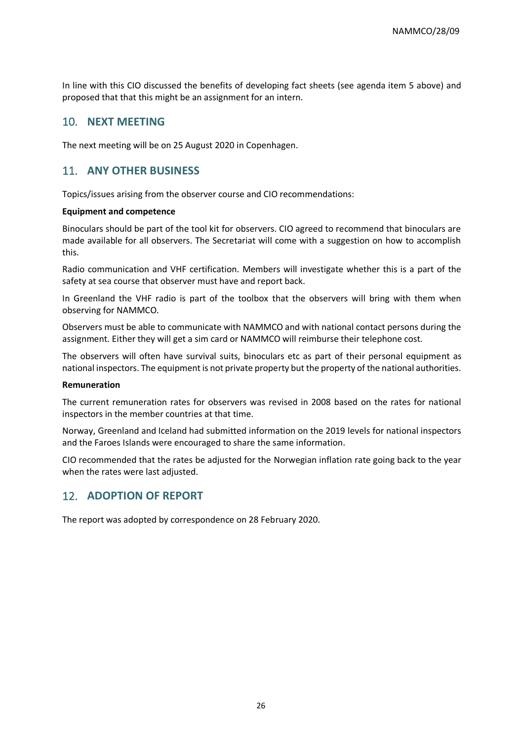In line with this CIO discussed the benefits of developing fact sheets (see agenda item 5 above) and proposed that that this might be an assignment for an intern.

## 10. NEXT MEETING

The next meeting will be on 25 August 2020 in Copenhagen.

## 11. ANY OTHER BUSINESS

Topics/issues arising from the observer course and CIO recommendations:

**Equipment and competence**

Binoculars should be part of the tool kit for observers. CIO agreed to recommend that binoculars are made available for all observers. The Secretariat will come with a suggestion on how to accomplish this.

Radio communication and VHF certification. Members will investigate whether this is a part of the safety at sea course that observer must have and report back.

In Greenland the VHF radio is part of the toolbox that the observers will bring with them when observing for NAMMCO.

Observers must be able to communicate with NAMMCO and with national contact persons during the assignment. Either they will get a sim card or NAMMCO will reimburse their telephone cost.

The observers will often have survival suits, binoculars etc as part of their personal equipment as national inspectors. The equipment is not private property but the property of the national authorities.

**Remuneration**

The current remuneration rates for observers was revised in 2008 based on the rates for national inspectors in the member countries at that time.

Norway, Greenland and Iceland had submitted information on the 2019 levels for national inspectors and the Faroes Islands were encouraged to share the same information.

CIO recommended that the rates be adjusted for the Norwegian inflation rate going back to the year when the rates were last adjusted.

## 12. ADOPTION OF REPORT

The report was adopted by correspondence on 28 February 2020.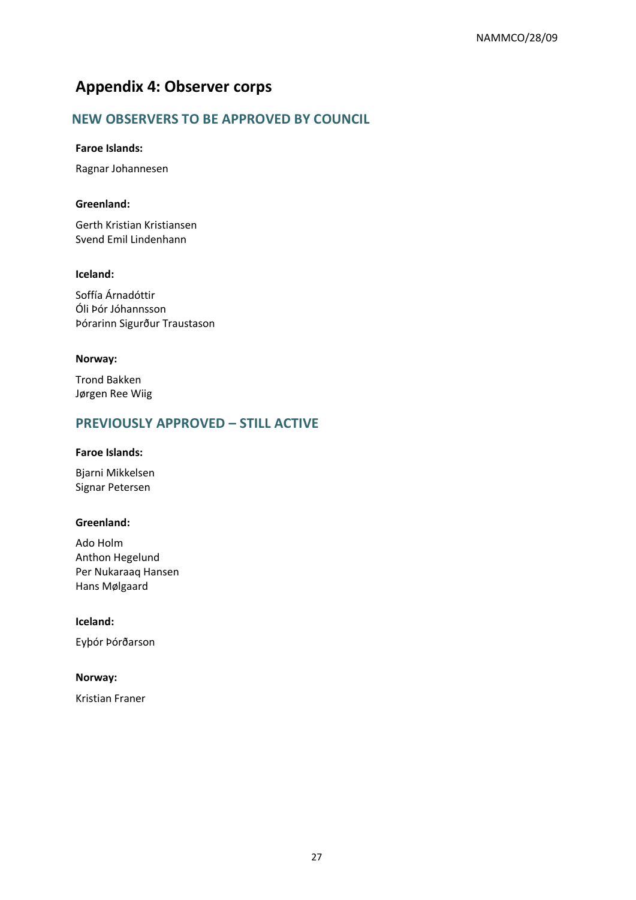# Appendix 4: Observer corps

## NEW OBSERVERS TO BE APPROVED BY COUNCIL

**Faroe Islands:**

Ragnar Johannesen

**Greenland:**

Gerth Kristian Kristiansen
Svend Emil Lindenhann

**Iceland:**

Soffía Árnadóttir
Óli Þór Jóhannsson
Þórarinn Sigurður Traustason

**Norway:**

Trond Bakken
Jørgen Ree Wiig

## PREVIOUSLY APPROVED – STILL ACTIVE

**Faroe Islands:**

Bjarni Mikkelsen
Signar Petersen

**Greenland:**

Ado Holm
Anthon Hegelund
Per Nukaraaq Hansen
Hans Mølgaard

**Iceland:**

Eyþór Þórðarson

**Norway:**

Kristian Franer